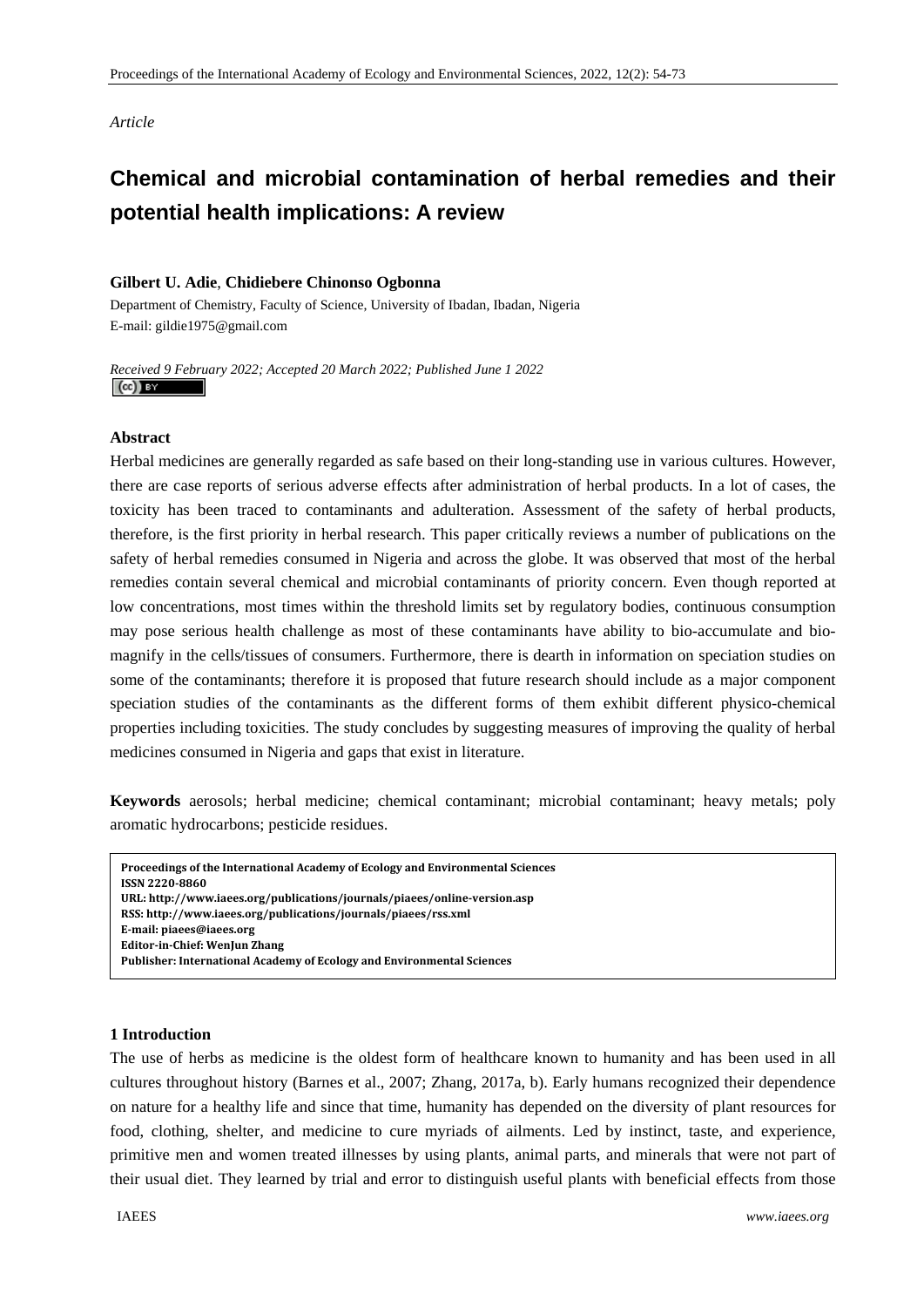*Article*

# Chemical and microbial contamination of herbal remedies and their potential health implications: A review

**Gilbert U. Adie**, **Chidiebere Chinonso Ogbonna**

Department of Chemistry, Faculty of Science, University of Ibadan, Ibadan, Nigeria

E-mail: gildie1975@gmail.com

*Received 9 February 2022; Accepted 20 March 2022; Published June 1 2022*

## Abstract

Herbal medicines are generally regarded as safe based on their long-standing use in various cultures. However, there are case reports of serious adverse effects after administration of herbal products. In a lot of cases, the toxicity has been traced to contaminants and adulteration. Assessment of the safety of herbal products, therefore, is the first priority in herbal research. This paper critically reviews a number of publications on the safety of herbal remedies consumed in Nigeria and across the globe. It was observed that most of the herbal remedies contain several chemical and microbial contaminants of priority concern. Even though reported at low concentrations, most times within the threshold limits set by regulatory bodies, continuous consumption may pose serious health challenge as most of these contaminants have ability to bio-accumulate and bio-magnify in the cells/tissues of consumers. Furthermore, there is dearth in information on speciation studies on some of the contaminants; therefore it is proposed that future research should include as a major component speciation studies of the contaminants as the different forms of them exhibit different physico-chemical properties including toxicities. The study concludes by suggesting measures of improving the quality of herbal medicines consumed in Nigeria and gaps that exist in literature.

**Keywords** aerosols; herbal medicine; chemical contaminant; microbial contaminant; heavy metals; poly aromatic hydrocarbons; pesticide residues.

**Proceedings of the International Academy of Ecology and Environmental Sciences**
**ISSN 2220-8860**
**URL: http://www.iaees.org/publications/journals/piaees/online-version.asp**
**RSS: http://www.iaees.org/publications/journals/piaees/rss.xml**
**E-mail: piaees@iaees.org**
**Editor-in-Chief: WenJun Zhang**
**Publisher: International Academy of Ecology and Environmental Sciences**

## 1 Introduction

The use of herbs as medicine is the oldest form of healthcare known to humanity and has been used in all cultures throughout history (Barnes et al., 2007; Zhang, 2017a, b). Early humans recognized their dependence on nature for a healthy life and since that time, humanity has depended on the diversity of plant resources for food, clothing, shelter, and medicine to cure myriads of ailments. Led by instinct, taste, and experience, primitive men and women treated illnesses by using plants, animal parts, and minerals that were not part of their usual diet. They learned by trial and error to distinguish useful plants with beneficial effects from those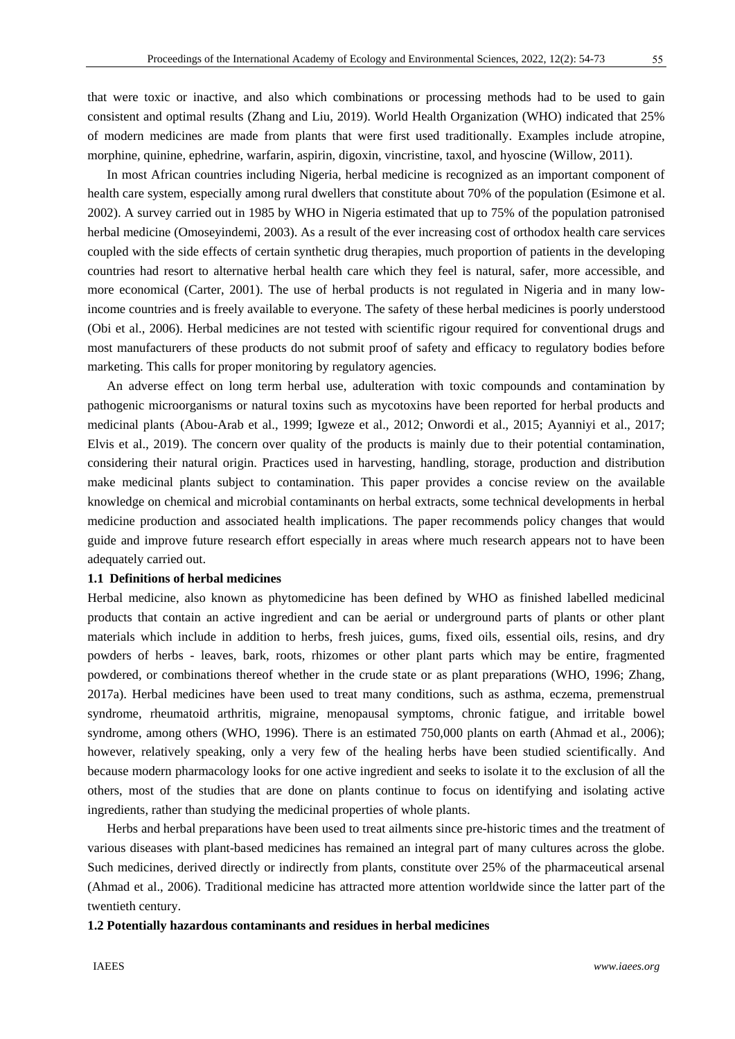that were toxic or inactive, and also which combinations or processing methods had to be used to gain consistent and optimal results (Zhang and Liu, 2019). World Health Organization (WHO) indicated that 25% of modern medicines are made from plants that were first used traditionally. Examples include atropine, morphine, quinine, ephedrine, warfarin, aspirin, digoxin, vincristine, taxol, and hyoscine (Willow, 2011).

In most African countries including Nigeria, herbal medicine is recognized as an important component of health care system, especially among rural dwellers that constitute about 70% of the population (Esimone et al. 2002). A survey carried out in 1985 by WHO in Nigeria estimated that up to 75% of the population patronised herbal medicine (Omoseyindemi, 2003). As a result of the ever increasing cost of orthodox health care services coupled with the side effects of certain synthetic drug therapies, much proportion of patients in the developing countries had resort to alternative herbal health care which they feel is natural, safer, more accessible, and more economical (Carter, 2001). The use of herbal products is not regulated in Nigeria and in many low-income countries and is freely available to everyone. The safety of these herbal medicines is poorly understood (Obi et al., 2006). Herbal medicines are not tested with scientific rigour required for conventional drugs and most manufacturers of these products do not submit proof of safety and efficacy to regulatory bodies before marketing. This calls for proper monitoring by regulatory agencies.

An adverse effect on long term herbal use, adulteration with toxic compounds and contamination by pathogenic microorganisms or natural toxins such as mycotoxins have been reported for herbal products and medicinal plants (Abou-Arab et al., 1999; Igweze et al., 2012; Onwordi et al., 2015; Ayanniyi et al., 2017; Elvis et al., 2019). The concern over quality of the products is mainly due to their potential contamination, considering their natural origin. Practices used in harvesting, handling, storage, production and distribution make medicinal plants subject to contamination. This paper provides a concise review on the available knowledge on chemical and microbial contaminants on herbal extracts, some technical developments in herbal medicine production and associated health implications. The paper recommends policy changes that would guide and improve future research effort especially in areas where much research appears not to have been adequately carried out.

### 1.1 Definitions of herbal medicines

Herbal medicine, also known as phytomedicine has been defined by WHO as finished labelled medicinal products that contain an active ingredient and can be aerial or underground parts of plants or other plant materials which include in addition to herbs, fresh juices, gums, fixed oils, essential oils, resins, and dry powders of herbs - leaves, bark, roots, rhizomes or other plant parts which may be entire, fragmented powdered, or combinations thereof whether in the crude state or as plant preparations (WHO, 1996; Zhang, 2017a). Herbal medicines have been used to treat many conditions, such as asthma, eczema, premenstrual syndrome, rheumatoid arthritis, migraine, menopausal symptoms, chronic fatigue, and irritable bowel syndrome, among others (WHO, 1996). There is an estimated 750,000 plants on earth (Ahmad et al., 2006); however, relatively speaking, only a very few of the healing herbs have been studied scientifically. And because modern pharmacology looks for one active ingredient and seeks to isolate it to the exclusion of all the others, most of the studies that are done on plants continue to focus on identifying and isolating active ingredients, rather than studying the medicinal properties of whole plants.

Herbs and herbal preparations have been used to treat ailments since pre-historic times and the treatment of various diseases with plant-based medicines has remained an integral part of many cultures across the globe. Such medicines, derived directly or indirectly from plants, constitute over 25% of the pharmaceutical arsenal (Ahmad et al., 2006). Traditional medicine has attracted more attention worldwide since the latter part of the twentieth century.

### 1.2 Potentially hazardous contaminants and residues in herbal medicines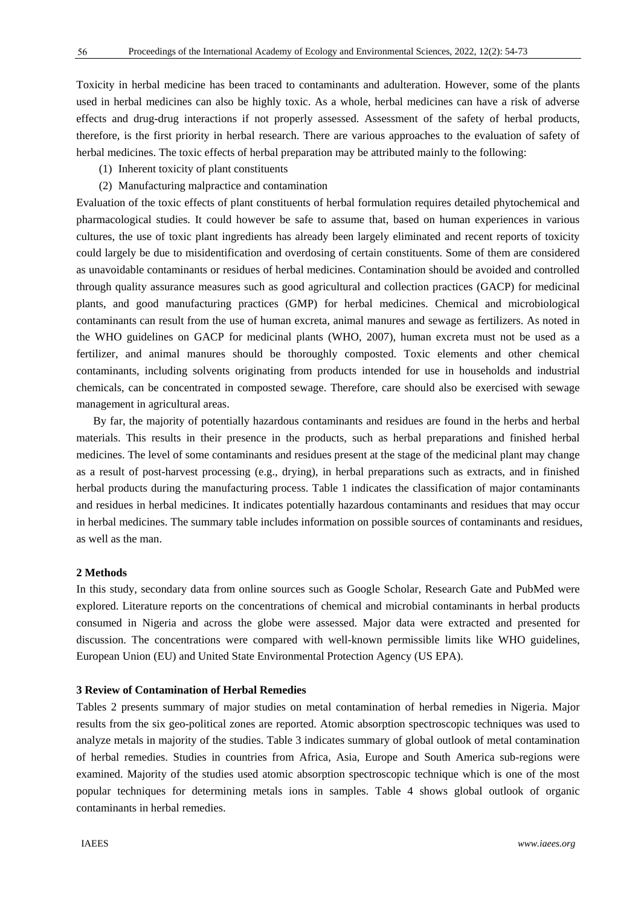Toxicity in herbal medicine has been traced to contaminants and adulteration. However, some of the plants used in herbal medicines can also be highly toxic. As a whole, herbal medicines can have a risk of adverse effects and drug-drug interactions if not properly assessed. Assessment of the safety of herbal products, therefore, is the first priority in herbal research. There are various approaches to the evaluation of safety of herbal medicines. The toxic effects of herbal preparation may be attributed mainly to the following:

(1) Inherent toxicity of plant constituents

(2) Manufacturing malpractice and contamination

Evaluation of the toxic effects of plant constituents of herbal formulation requires detailed phytochemical and pharmacological studies. It could however be safe to assume that, based on human experiences in various cultures, the use of toxic plant ingredients has already been largely eliminated and recent reports of toxicity could largely be due to misidentification and overdosing of certain constituents. Some of them are considered as unavoidable contaminants or residues of herbal medicines. Contamination should be avoided and controlled through quality assurance measures such as good agricultural and collection practices (GACP) for medicinal plants, and good manufacturing practices (GMP) for herbal medicines. Chemical and microbiological contaminants can result from the use of human excreta, animal manures and sewage as fertilizers. As noted in the WHO guidelines on GACP for medicinal plants (WHO, 2007), human excreta must not be used as a fertilizer, and animal manures should be thoroughly composted. Toxic elements and other chemical contaminants, including solvents originating from products intended for use in households and industrial chemicals, can be concentrated in composted sewage. Therefore, care should also be exercised with sewage management in agricultural areas.

By far, the majority of potentially hazardous contaminants and residues are found in the herbs and herbal materials. This results in their presence in the products, such as herbal preparations and finished herbal medicines. The level of some contaminants and residues present at the stage of the medicinal plant may change as a result of post-harvest processing (e.g., drying), in herbal preparations such as extracts, and in finished herbal products during the manufacturing process. Table 1 indicates the classification of major contaminants and residues in herbal medicines. It indicates potentially hazardous contaminants and residues that may occur in herbal medicines. The summary table includes information on possible sources of contaminants and residues, as well as the man.

## 2 Methods

In this study, secondary data from online sources such as Google Scholar, Research Gate and PubMed were explored. Literature reports on the concentrations of chemical and microbial contaminants in herbal products consumed in Nigeria and across the globe were assessed. Major data were extracted and presented for discussion. The concentrations were compared with well-known permissible limits like WHO guidelines, European Union (EU) and United State Environmental Protection Agency (US EPA).

## 3 Review of Contamination of Herbal Remedies

Tables 2 presents summary of major studies on metal contamination of herbal remedies in Nigeria. Major results from the six geo-political zones are reported. Atomic absorption spectroscopic techniques was used to analyze metals in majority of the studies. Table 3 indicates summary of global outlook of metal contamination of herbal remedies. Studies in countries from Africa, Asia, Europe and South America sub-regions were examined. Majority of the studies used atomic absorption spectroscopic technique which is one of the most popular techniques for determining metals ions in samples. Table 4 shows global outlook of organic contaminants in herbal remedies.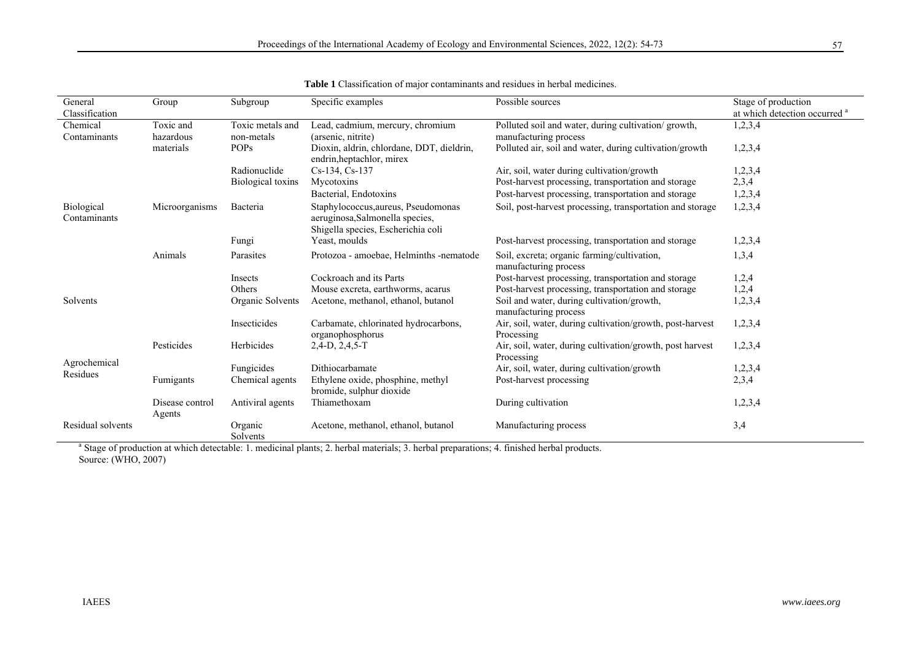**Table 1** Classification of major contaminants and residues in herbal medicines.

| General Classification | Group | Subgroup | Specific examples | Possible sources | Stage of production at which detection occurred [a] |
|---|---|---|---|---|---|
| Chemical Contaminants | Toxic and hazardous materials | Toxic metals and non-metals | Lead, cadmium, mercury, chromium (arsenic, nitrite) | Polluted soil and water, during cultivation/ growth, manufacturing process | 1,2,3,4 |
| | | POPs | Dioxin, aldrin, chlordane, DDT, dieldrin, endrin,heptachlor, mirex | Polluted air, soil and water, during cultivation/growth | 1,2,3,4 |
| | | Radionuclide | Cs-134, Cs-137 | Air, soil, water during cultivation/growth | 1,2,3,4 |
| | | Biological toxins | Mycotoxins | Post-harvest processing, transportation and storage | 2,3,4 |
| | | | Bacterial, Endotoxins | Post-harvest processing, transportation and storage | 1,2,3,4 |
| Biological Contaminants | Microorganisms | Bacteria | Staphylococcus,aureus, Pseudomonas aeruginosa,Salmonella species, Shigella species, Escherichia coli | Soil, post-harvest processing, transportation and storage | 1,2,3,4 |
| | | Fungi | Yeast, moulds | Post-harvest processing, transportation and storage | 1,2,3,4 |
| | Animals | Parasites | Protozoa - amoebae, Helminths -nematode | Soil, excreta; organic farming/cultivation, manufacturing process | 1,3,4 |
| | | Insects | Cockroach and its Parts | Post-harvest processing, transportation and storage | 1,2,4 |
| | | Others | Mouse excreta, earthworms, acarus | Post-harvest processing, transportation and storage | 1,2,4 |
| Solvents | | Organic Solvents | Acetone, methanol, ethanol, butanol | Soil and water, during cultivation/growth, manufacturing process | 1,2,3,4 |
| Agrochemical Residues | Pesticides | Insecticides | Carbamate, chlorinated hydrocarbons, organophosphorus | Air, soil, water, during cultivation/growth, post-harvest Processing | 1,2,3,4 |
| | | Herbicides | 2,4-D, 2,4,5-T | Air, soil, water, during cultivation/growth, post harvest Processing | 1,2,3,4 |
| | | Fungicides | Dithiocarbamate | Air, soil, water, during cultivation/growth | 1,2,3,4 |
| | Fumigants | Chemical agents | Ethylene oxide, phosphine, methyl bromide, sulphur dioxide | Post-harvest processing | 2,3,4 |
| | Disease control Agents | Antiviral agents | Thiamethoxam | During cultivation | 1,2,3,4 |
| Residual solvents | | Organic Solvents | Acetone, methanol, ethanol, butanol | Manufacturing process | 3,4 |

[a] Stage of production at which detectable: 1. medicinal plants; 2. herbal materials; 3. herbal preparations; 4. finished herbal products.

Source: (WHO, 2007)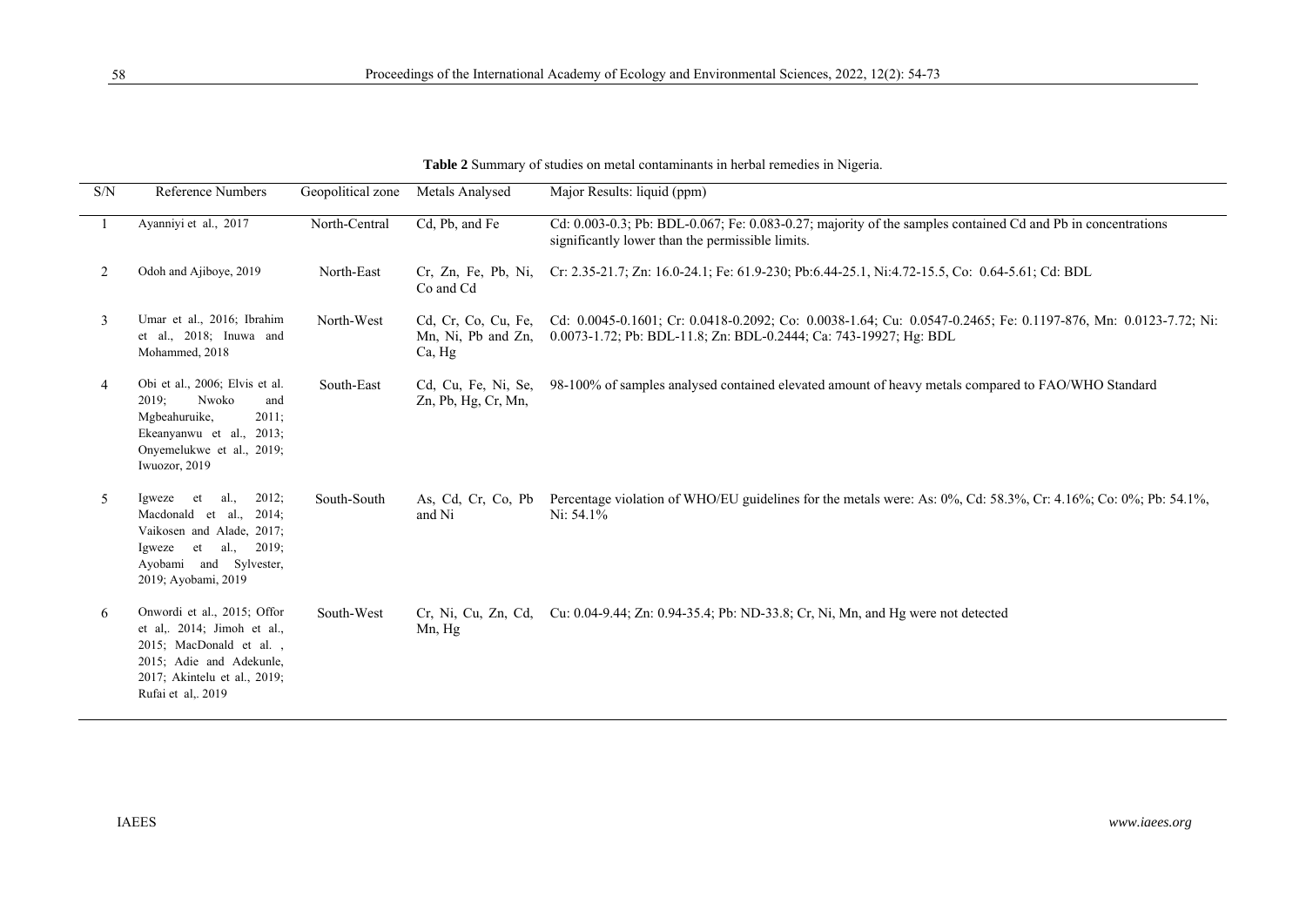**Table 2** Summary of studies on metal contaminants in herbal remedies in Nigeria.

| S/N | Reference Numbers | Geopolitical zone | Metals Analysed | Major Results: liquid (ppm) |
|---|---|---|---|---|
| 1 | Ayanniyi et al., 2017 | North-Central | Cd, Pb, and Fe | Cd: 0.003-0.3; Pb: BDL-0.067; Fe: 0.083-0.27; majority of the samples contained Cd and Pb in concentrations significantly lower than the permissible limits. |
| 2 | Odoh and Ajiboye, 2019 | North-East | Cr, Zn, Fe, Pb, Ni, Co and Cd | Cr: 2.35-21.7; Zn: 16.0-24.1; Fe: 61.9-230; Pb:6.44-25.1, Ni:4.72-15.5, Co: 0.64-5.61; Cd: BDL |
| 3 | Umar et al., 2016; Ibrahim et al., 2018; Inuwa and Mohammed, 2018 | North-West | Cd, Cr, Co, Cu, Fe, Mn, Ni, Pb and Zn, Ca, Hg | Cd: 0.0045-0.1601; Cr: 0.0418-0.2092; Co: 0.0038-1.64; Cu: 0.0547-0.2465; Fe: 0.1197-876, Mn: 0.0123-7.72; Ni: 0.0073-1.72; Pb: BDL-11.8; Zn: BDL-0.2444; Ca: 743-19927; Hg: BDL |
| 4 | Obi et al., 2006; Elvis et al. 2019; Nwoko and Mgbeahuruike, 2011; Ekeanyanwu et al., 2013; Onyemelukwe et al., 2019; Iwuozor, 2019 | South-East | Cd, Cu, Fe, Ni, Se, Zn, Pb, Hg, Cr, Mn, | 98-100% of samples analysed contained elevated amount of heavy metals compared to FAO/WHO Standard |
| 5 | Igweze et al., 2012; Macdonald et al., 2014; Vaikosen and Alade, 2017; Igweze et al., 2019; Ayobami and Sylvester, 2019; Ayobami, 2019 | South-South | As, Cd, Cr, Co, Pb and Ni | Percentage violation of WHO/EU guidelines for the metals were: As: 0%, Cd: 58.3%, Cr: 4.16%; Co: 0%; Pb: 54.1%, Ni: 54.1% |
| 6 | Onwordi et al., 2015; Offor et al,. 2014; Jimoh et al., 2015; MacDonald et al. , 2015; Adie and Adekunle, 2017; Akintelu et al., 2019; Rufai et al,. 2019 | South-West | Cr, Ni, Cu, Zn, Cd, Mn, Hg | Cu: 0.04-9.44; Zn: 0.94-35.4; Pb: ND-33.8; Cr, Ni, Mn, and Hg were not detected |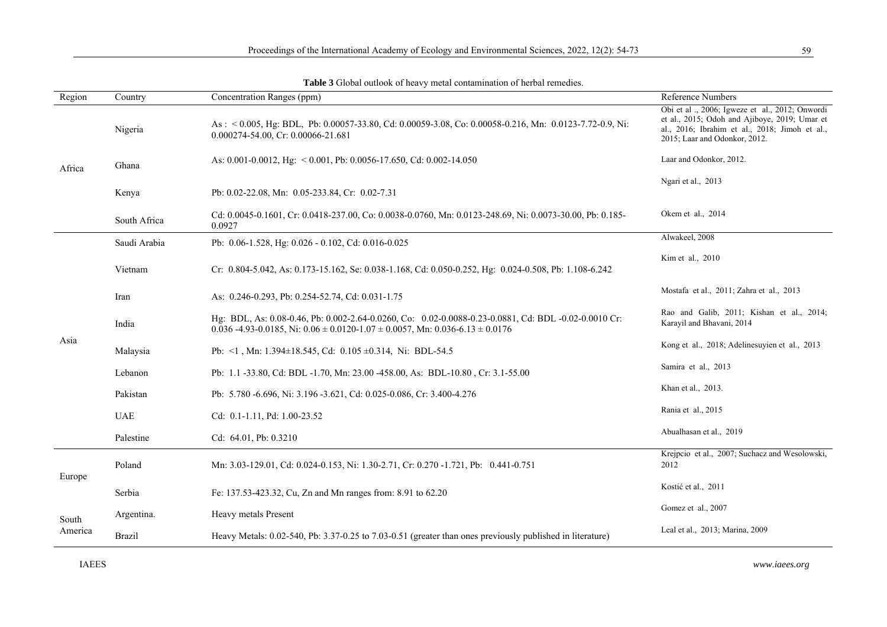**Table 3** Global outlook of heavy metal contamination of herbal remedies.

| Region | Country | Concentration Ranges (ppm) | Reference Numbers |
|---|---|---|---|
| Africa | Nigeria | As : < 0.005, Hg: BDL, Pb: 0.00057-33.80, Cd: 0.00059-3.08, Co: 0.00058-0.216, Mn: 0.0123-7.72-0.9, Ni: 0.000274-54.00, Cr: 0.00066-21.681 | Obi et al ., 2006; Igweze et al., 2012; Onwordi et al., 2015; Odoh and Ajiboye, 2019; Umar et al., 2016; Ibrahim et al., 2018; Jimoh et al., 2015; Laar and Odonkor, 2012. |
| | Ghana | As: 0.001-0.0012, Hg: < 0.001, Pb: 0.0056-17.650, Cd: 0.002-14.050 | Laar and Odonkor, 2012. |
| | Kenya | Pb: 0.02-22.08, Mn: 0.05-233.84, Cr: 0.02-7.31 | Ngari et al., 2013 |
| | South Africa | Cd: 0.0045-0.1601, Cr: 0.0418-237.00, Co: 0.0038-0.0760, Mn: 0.0123-248.69, Ni: 0.0073-30.00, Pb: 0.185-0.0927 | Okem et al., 2014 |
| Asia | Saudi Arabia | Pb: 0.06-1.528, Hg: 0.026 - 0.102, Cd: 0.016-0.025 | Alwakeel, 2008 |
| | Vietnam | Cr: 0.804-5.042, As: 0.173-15.162, Se: 0.038-1.168, Cd: 0.050-0.252, Hg: 0.024-0.508, Pb: 1.108-6.242 | Kim et al., 2010 |
| | Iran | As: 0.246-0.293, Pb: 0.254-52.74, Cd: 0.031-1.75 | Mostafa et al., 2011; Zahra et al., 2013 |
| | India | Hg: BDL, As: 0.08-0.46, Pb: 0.002-2.64-0.0260, Co: 0.02-0.0088-0.23-0.0881, Cd: BDL -0.02-0.0010 Cr: 0.036 -4.93-0.0185, Ni: 0.06 ± 0.0120-1.07 ± 0.0057, Mn: 0.036-6.13 ± 0.0176 | Rao and Galib, 2011; Kishan et al., 2014; Karayil and Bhavani, 2014 |
| | Malaysia | Pb: <1 , Mn: 1.394±18.545, Cd: 0.105 ±0.314, Ni: BDL-54.5 | Kong et al., 2018; Adelinesuyien et al., 2013 |
| | Lebanon | Pb: 1.1 -33.80, Cd: BDL -1.70, Mn: 23.00 -458.00, As: BDL-10.80 , Cr: 3.1-55.00 | Samira et al., 2013 |
| | Pakistan | Pb: 5.780 -6.696, Ni: 3.196 -3.621, Cd: 0.025-0.086, Cr: 3.400-4.276 | Khan et al., 2013. |
| | UAE | Cd: 0.1-1.11, Pd: 1.00-23.52 | Rania et al., 2015 |
| | Palestine | Cd: 64.01, Pb: 0.3210 | Abualhasan et al., 2019 |
| Europe | Poland | Mn: 3.03-129.01, Cd: 0.024-0.153, Ni: 1.30-2.71, Cr: 0.270 -1.721, Pb: 0.441-0.751 | Krejpcio et al., 2007; Suchacz and Wesolowski, 2012 |
| | Serbia | Fe: 137.53-423.32, Cu, Zn and Mn ranges from: 8.91 to 62.20 | Kostić et al., 2011 |
| South America | Argentina. | Heavy metals Present | Gomez et al., 2007 |
| | Brazil | Heavy Metals: 0.02-540, Pb: 3.37-0.25 to 7.03-0.51 (greater than ones previously published in literature) | Leal et al., 2013; Marina, 2009 |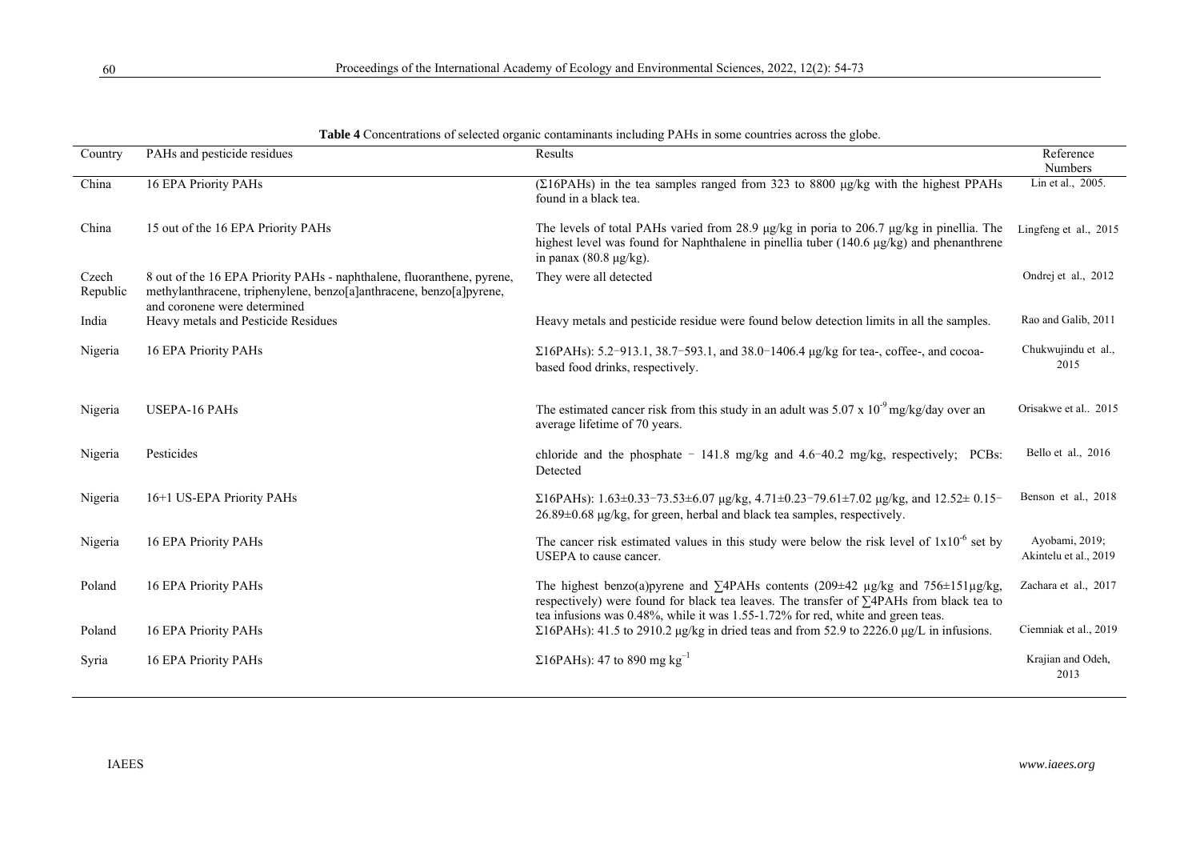**Table 4** Concentrations of selected organic contaminants including PAHs in some countries across the globe.

| Country | PAHs and pesticide residues | Results | Reference Numbers |
|---|---|---|---|
| China | 16 EPA Priority PAHs | (Σ16PAHs) in the tea samples ranged from 323 to 8800 μg/kg with the highest PPAHs found in a black tea. | Lin et al., 2005. |
| China | 15 out of the 16 EPA Priority PAHs | The levels of total PAHs varied from 28.9 μg/kg in poria to 206.7 μg/kg in pinellia. The highest level was found for Naphthalene in pinellia tuber (140.6 μg/kg) and phenanthrene in panax (80.8 μg/kg). | Lingfeng et al., 2015 |
| Czech Republic | 8 out of the 16 EPA Priority PAHs - naphthalene, fluoranthene, pyrene, methylanthracene, triphenylene, benzo[a]anthracene, benzo[a]pyrene, and coronene were determined | They were all detected | Ondrej et al., 2012 |
| India | Heavy metals and Pesticide Residues | Heavy metals and pesticide residue were found below detection limits in all the samples. | Rao and Galib, 2011 |
| Nigeria | 16 EPA Priority PAHs | Σ16PAHs): 5.2−913.1, 38.7−593.1, and 38.0−1406.4 μg/kg for tea-, coffee-, and cocoa-based food drinks, respectively. | Chukwujindu et al., 2015 |
| Nigeria | USEPA-16 PAHs | The estimated cancer risk from this study in an adult was 5.07 x $10^{-9}$ mg/kg/day over an average lifetime of 70 years. | Orisakwe et al.. 2015 |
| Nigeria | Pesticides | chloride and the phosphate − 141.8 mg/kg and 4.6−40.2 mg/kg, respectively; PCBs: Detected | Bello et al., 2016 |
| Nigeria | 16+1 US-EPA Priority PAHs | Σ16PAHs): 1.63±0.33−73.53±6.07 μg/kg, 4.71±0.23−79.61±7.02 μg/kg, and 12.52± 0.15−26.89±0.68 μg/kg, for green, herbal and black tea samples, respectively. | Benson et al., 2018 |
| Nigeria | 16 EPA Priority PAHs | The cancer risk estimated values in this study were below the risk level of 1x$10^{-6}$ set by USEPA to cause cancer. | Ayobami, 2019; Akintelu et al., 2019 |
| Poland | 16 EPA Priority PAHs | The highest benzo(a)pyrene and ∑4PAHs contents (209±42 μg/kg and 756±151μg/kg, respectively) were found for black tea leaves. The transfer of ∑4PAHs from black tea to tea infusions was 0.48%, while it was 1.55-1.72% for red, white and green teas. | Zachara et al., 2017 |
| Poland | 16 EPA Priority PAHs | Σ16PAHs): 41.5 to 2910.2 μg/kg in dried teas and from 52.9 to 2226.0 μg/L in infusions. | Ciemniak et al., 2019 |
| Syria | 16 EPA Priority PAHs | Σ16PAHs): 47 to 890 mg $kg^{-1}$ | Krajian and Odeh, 2013 |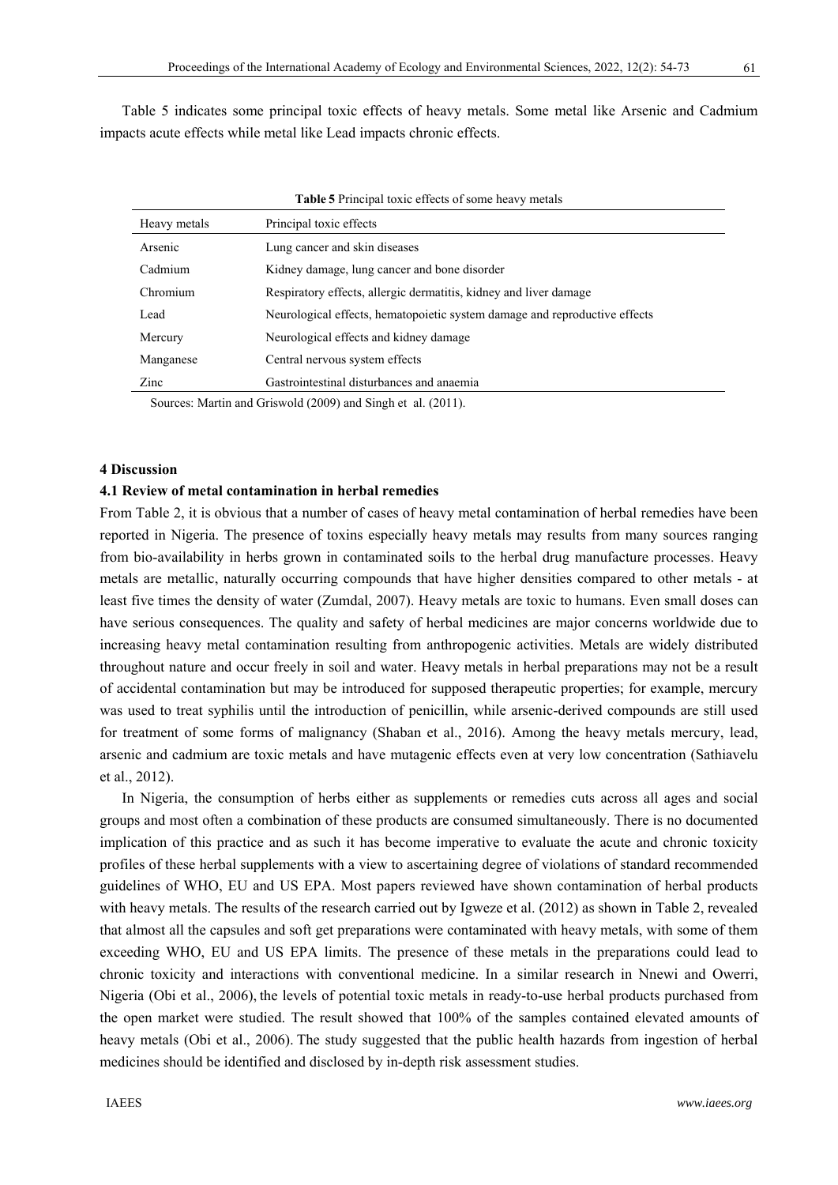Table 5 indicates some principal toxic effects of heavy metals. Some metal like Arsenic and Cadmium impacts acute effects while metal like Lead impacts chronic effects.

**Table 5** Principal toxic effects of some heavy metals

| Heavy metals | Principal toxic effects |
|---|---|
| Arsenic | Lung cancer and skin diseases |
| Cadmium | Kidney damage, lung cancer and bone disorder |
| Chromium | Respiratory effects, allergic dermatitis, kidney and liver damage |
| Lead | Neurological effects, hematopoietic system damage and reproductive effects |
| Mercury | Neurological effects and kidney damage |
| Manganese | Central nervous system effects |
| Zinc | Gastrointestinal disturbances and anaemia |

Sources: Martin and Griswold (2009) and Singh et al. (2011).

## 4 Discussion

### 4.1 Review of metal contamination in herbal remedies

From Table 2, it is obvious that a number of cases of heavy metal contamination of herbal remedies have been reported in Nigeria. The presence of toxins especially heavy metals may results from many sources ranging from bio-availability in herbs grown in contaminated soils to the herbal drug manufacture processes. Heavy metals are metallic, naturally occurring compounds that have higher densities compared to other metals - at least five times the density of water (Zumdal, 2007). Heavy metals are toxic to humans. Even small doses can have serious consequences. The quality and safety of herbal medicines are major concerns worldwide due to increasing heavy metal contamination resulting from anthropogenic activities. Metals are widely distributed throughout nature and occur freely in soil and water. Heavy metals in herbal preparations may not be a result of accidental contamination but may be introduced for supposed therapeutic properties; for example, mercury was used to treat syphilis until the introduction of penicillin, while arsenic-derived compounds are still used for treatment of some forms of malignancy (Shaban et al., 2016). Among the heavy metals mercury, lead, arsenic and cadmium are toxic metals and have mutagenic effects even at very low concentration (Sathiavelu et al., 2012).

In Nigeria, the consumption of herbs either as supplements or remedies cuts across all ages and social groups and most often a combination of these products are consumed simultaneously. There is no documented implication of this practice and as such it has become imperative to evaluate the acute and chronic toxicity profiles of these herbal supplements with a view to ascertaining degree of violations of standard recommended guidelines of WHO, EU and US EPA. Most papers reviewed have shown contamination of herbal products with heavy metals. The results of the research carried out by Igweze et al. (2012) as shown in Table 2, revealed that almost all the capsules and soft get preparations were contaminated with heavy metals, with some of them exceeding WHO, EU and US EPA limits. The presence of these metals in the preparations could lead to chronic toxicity and interactions with conventional medicine. In a similar research in Nnewi and Owerri, Nigeria (Obi et al., 2006), the levels of potential toxic metals in ready-to-use herbal products purchased from the open market were studied. The result showed that 100% of the samples contained elevated amounts of heavy metals (Obi et al., 2006). The study suggested that the public health hazards from ingestion of herbal medicines should be identified and disclosed by in-depth risk assessment studies.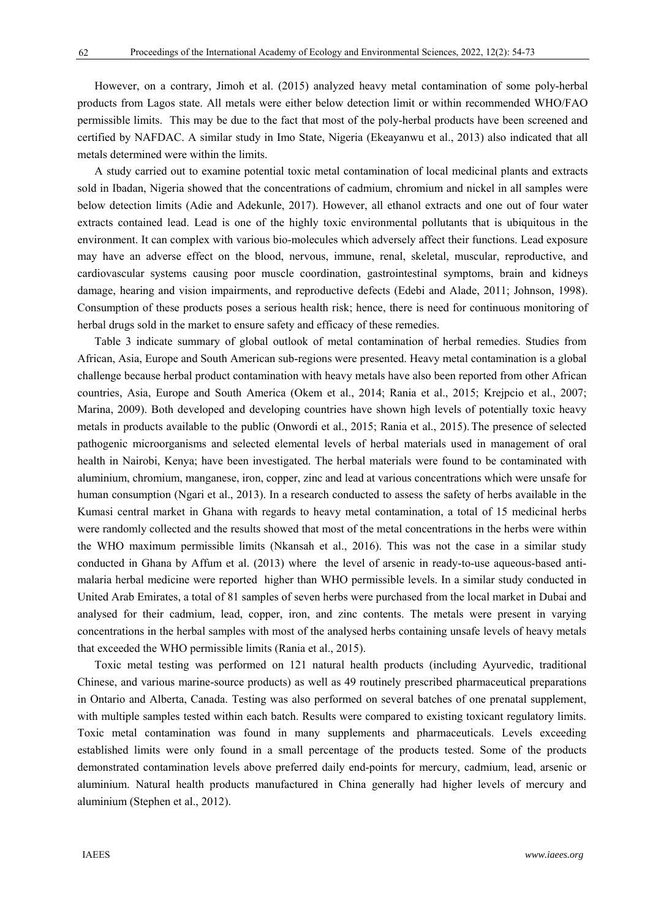However, on a contrary, Jimoh et al. (2015) analyzed heavy metal contamination of some poly-herbal products from Lagos state. All metals were either below detection limit or within recommended WHO/FAO permissible limits. This may be due to the fact that most of the poly-herbal products have been screened and certified by NAFDAC. A similar study in Imo State, Nigeria (Ekeayanwu et al., 2013) also indicated that all metals determined were within the limits.

A study carried out to examine potential toxic metal contamination of local medicinal plants and extracts sold in Ibadan, Nigeria showed that the concentrations of cadmium, chromium and nickel in all samples were below detection limits (Adie and Adekunle, 2017). However, all ethanol extracts and one out of four water extracts contained lead. Lead is one of the highly toxic environmental pollutants that is ubiquitous in the environment. It can complex with various bio-molecules which adversely affect their functions. Lead exposure may have an adverse effect on the blood, nervous, immune, renal, skeletal, muscular, reproductive, and cardiovascular systems causing poor muscle coordination, gastrointestinal symptoms, brain and kidneys damage, hearing and vision impairments, and reproductive defects (Edebi and Alade, 2011; Johnson, 1998). Consumption of these products poses a serious health risk; hence, there is need for continuous monitoring of herbal drugs sold in the market to ensure safety and efficacy of these remedies.

Table 3 indicate summary of global outlook of metal contamination of herbal remedies. Studies from African, Asia, Europe and South American sub-regions were presented. Heavy metal contamination is a global challenge because herbal product contamination with heavy metals have also been reported from other African countries, Asia, Europe and South America (Okem et al., 2014; Rania et al., 2015; Krejpcio et al., 2007; Marina, 2009). Both developed and developing countries have shown high levels of potentially toxic heavy metals in products available to the public (Onwordi et al., 2015; Rania et al., 2015). The presence of selected pathogenic microorganisms and selected elemental levels of herbal materials used in management of oral health in Nairobi, Kenya; have been investigated. The herbal materials were found to be contaminated with aluminium, chromium, manganese, iron, copper, zinc and lead at various concentrations which were unsafe for human consumption (Ngari et al., 2013). In a research conducted to assess the safety of herbs available in the Kumasi central market in Ghana with regards to heavy metal contamination, a total of 15 medicinal herbs were randomly collected and the results showed that most of the metal concentrations in the herbs were within the WHO maximum permissible limits (Nkansah et al., 2016). This was not the case in a similar study conducted in Ghana by Affum et al. (2013) where the level of arsenic in ready-to-use aqueous-based anti-malaria herbal medicine were reported higher than WHO permissible levels. In a similar study conducted in United Arab Emirates, a total of 81 samples of seven herbs were purchased from the local market in Dubai and analysed for their cadmium, lead, copper, iron, and zinc contents. The metals were present in varying concentrations in the herbal samples with most of the analysed herbs containing unsafe levels of heavy metals that exceeded the WHO permissible limits (Rania et al., 2015).

Toxic metal testing was performed on 121 natural health products (including Ayurvedic, traditional Chinese, and various marine-source products) as well as 49 routinely prescribed pharmaceutical preparations in Ontario and Alberta, Canada. Testing was also performed on several batches of one prenatal supplement, with multiple samples tested within each batch. Results were compared to existing toxicant regulatory limits. Toxic metal contamination was found in many supplements and pharmaceuticals. Levels exceeding established limits were only found in a small percentage of the products tested. Some of the products demonstrated contamination levels above preferred daily end-points for mercury, cadmium, lead, arsenic or aluminium. Natural health products manufactured in China generally had higher levels of mercury and aluminium (Stephen et al., 2012).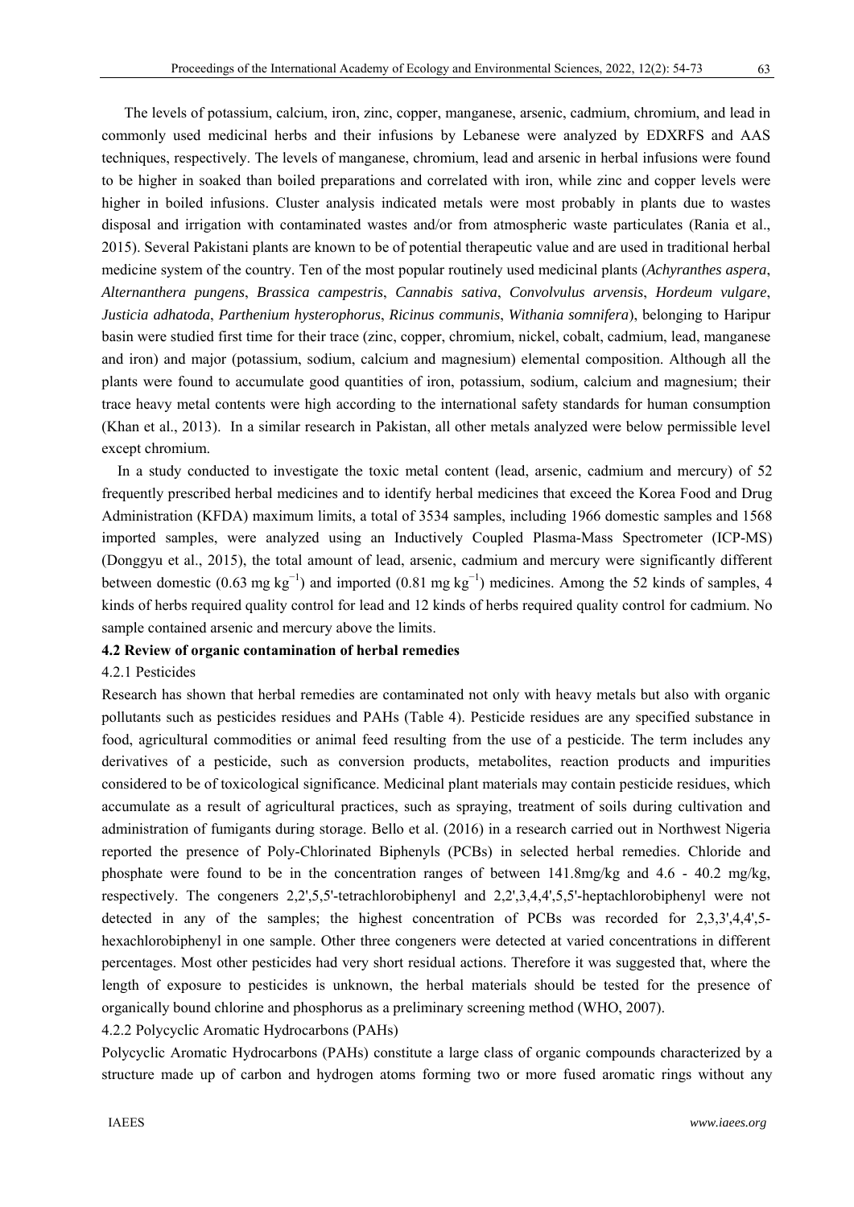The levels of potassium, calcium, iron, zinc, copper, manganese, arsenic, cadmium, chromium, and lead in commonly used medicinal herbs and their infusions by Lebanese were analyzed by EDXRFS and AAS techniques, respectively. The levels of manganese, chromium, lead and arsenic in herbal infusions were found to be higher in soaked than boiled preparations and correlated with iron, while zinc and copper levels were higher in boiled infusions. Cluster analysis indicated metals were most probably in plants due to wastes disposal and irrigation with contaminated wastes and/or from atmospheric waste particulates (Rania et al., 2015). Several Pakistani plants are known to be of potential therapeutic value and are used in traditional herbal medicine system of the country. Ten of the most popular routinely used medicinal plants (*Achyranthes aspera*, *Alternanthera pungens*, *Brassica campestris*, *Cannabis sativa*, *Convolvulus arvensis*, *Hordeum vulgare*, *Justicia adhatoda*, *Parthenium hysterophorus*, *Ricinus communis*, *Withania somnifera*), belonging to Haripur basin were studied first time for their trace (zinc, copper, chromium, nickel, cobalt, cadmium, lead, manganese and iron) and major (potassium, sodium, calcium and magnesium) elemental composition. Although all the plants were found to accumulate good quantities of iron, potassium, sodium, calcium and magnesium; their trace heavy metal contents were high according to the international safety standards for human consumption (Khan et al., 2013). In a similar research in Pakistan, all other metals analyzed were below permissible level except chromium.

In a study conducted to investigate the toxic metal content (lead, arsenic, cadmium and mercury) of 52 frequently prescribed herbal medicines and to identify herbal medicines that exceed the Korea Food and Drug Administration (KFDA) maximum limits, a total of 3534 samples, including 1966 domestic samples and 1568 imported samples, were analyzed using an Inductively Coupled Plasma-Mass Spectrometer (ICP-MS) (Donggyu et al., 2015), the total amount of lead, arsenic, cadmium and mercury were significantly different between domestic (0.63 mg $kg^{-1}$) and imported (0.81 mg $kg^{-1}$) medicines. Among the 52 kinds of samples, 4 kinds of herbs required quality control for lead and 12 kinds of herbs required quality control for cadmium. No sample contained arsenic and mercury above the limits.

### 4.2 Review of organic contamination of herbal remedies

#### 4.2.1 Pesticides

Research has shown that herbal remedies are contaminated not only with heavy metals but also with organic pollutants such as pesticides residues and PAHs (Table 4). Pesticide residues are any specified substance in food, agricultural commodities or animal feed resulting from the use of a pesticide. The term includes any derivatives of a pesticide, such as conversion products, metabolites, reaction products and impurities considered to be of toxicological significance. Medicinal plant materials may contain pesticide residues, which accumulate as a result of agricultural practices, such as spraying, treatment of soils during cultivation and administration of fumigants during storage. Bello et al. (2016) in a research carried out in Northwest Nigeria reported the presence of Poly-Chlorinated Biphenyls (PCBs) in selected herbal remedies. Chloride and phosphate were found to be in the concentration ranges of between 141.8mg/kg and 4.6 - 40.2 mg/kg, respectively. The congeners 2,2',5,5'-tetrachlorobiphenyl and 2,2',3,4,4',5,5'-heptachlorobiphenyl were not detected in any of the samples; the highest concentration of PCBs was recorded for 2,3,3',4,4',5-hexachlorobiphenyl in one sample. Other three congeners were detected at varied concentrations in different percentages. Most other pesticides had very short residual actions. Therefore it was suggested that, where the length of exposure to pesticides is unknown, the herbal materials should be tested for the presence of organically bound chlorine and phosphorus as a preliminary screening method (WHO, 2007).

#### 4.2.2 Polycyclic Aromatic Hydrocarbons (PAHs)

Polycyclic Aromatic Hydrocarbons (PAHs) constitute a large class of organic compounds characterized by a structure made up of carbon and hydrogen atoms forming two or more fused aromatic rings without any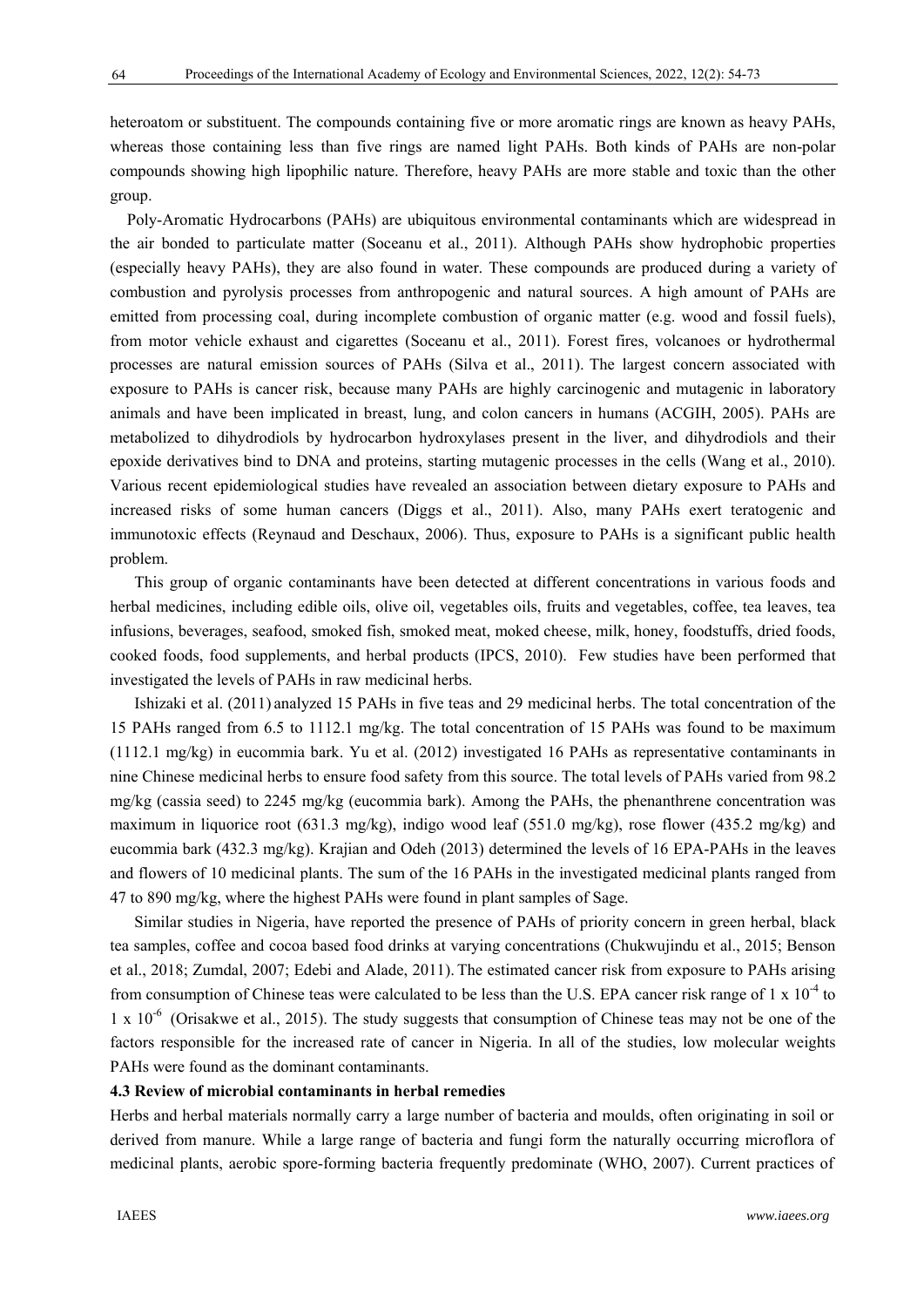heteroatom or substituent. The compounds containing five or more aromatic rings are known as heavy PAHs, whereas those containing less than five rings are named light PAHs. Both kinds of PAHs are non-polar compounds showing high lipophilic nature. Therefore, heavy PAHs are more stable and toxic than the other group.

Poly-Aromatic Hydrocarbons (PAHs) are ubiquitous environmental contaminants which are widespread in the air bonded to particulate matter (Soceanu et al., 2011). Although PAHs show hydrophobic properties (especially heavy PAHs), they are also found in water. These compounds are produced during a variety of combustion and pyrolysis processes from anthropogenic and natural sources. A high amount of PAHs are emitted from processing coal, during incomplete combustion of organic matter (e.g. wood and fossil fuels), from motor vehicle exhaust and cigarettes (Soceanu et al., 2011). Forest fires, volcanoes or hydrothermal processes are natural emission sources of PAHs (Silva et al., 2011). The largest concern associated with exposure to PAHs is cancer risk, because many PAHs are highly carcinogenic and mutagenic in laboratory animals and have been implicated in breast, lung, and colon cancers in humans (ACGIH, 2005). PAHs are metabolized to dihydrodiols by hydrocarbon hydroxylases present in the liver, and dihydrodiols and their epoxide derivatives bind to DNA and proteins, starting mutagenic processes in the cells (Wang et al., 2010). Various recent epidemiological studies have revealed an association between dietary exposure to PAHs and increased risks of some human cancers (Diggs et al., 2011). Also, many PAHs exert teratogenic and immunotoxic effects (Reynaud and Deschaux, 2006). Thus, exposure to PAHs is a significant public health problem.

This group of organic contaminants have been detected at different concentrations in various foods and herbal medicines, including edible oils, olive oil, vegetables oils, fruits and vegetables, coffee, tea leaves, tea infusions, beverages, seafood, smoked fish, smoked meat, moked cheese, milk, honey, foodstuffs, dried foods, cooked foods, food supplements, and herbal products (IPCS, 2010). Few studies have been performed that investigated the levels of PAHs in raw medicinal herbs.

Ishizaki et al. (2011) analyzed 15 PAHs in five teas and 29 medicinal herbs. The total concentration of the 15 PAHs ranged from 6.5 to 1112.1 mg/kg. The total concentration of 15 PAHs was found to be maximum (1112.1 mg/kg) in eucommia bark. Yu et al. (2012) investigated 16 PAHs as representative contaminants in nine Chinese medicinal herbs to ensure food safety from this source. The total levels of PAHs varied from 98.2 mg/kg (cassia seed) to 2245 mg/kg (eucommia bark). Among the PAHs, the phenanthrene concentration was maximum in liquorice root (631.3 mg/kg), indigo wood leaf (551.0 mg/kg), rose flower (435.2 mg/kg) and eucommia bark (432.3 mg/kg). Krajian and Odeh (2013) determined the levels of 16 EPA-PAHs in the leaves and flowers of 10 medicinal plants. The sum of the 16 PAHs in the investigated medicinal plants ranged from 47 to 890 mg/kg, where the highest PAHs were found in plant samples of Sage.

Similar studies in Nigeria, have reported the presence of PAHs of priority concern in green herbal, black tea samples, coffee and cocoa based food drinks at varying concentrations (Chukwujindu et al., 2015; Benson et al., 2018; Zumdal, 2007; Edebi and Alade, 2011). The estimated cancer risk from exposure to PAHs arising from consumption of Chinese teas were calculated to be less than the U.S. EPA cancer risk range of $1 \times 10^{-4}$ to $1 \times 10^{-6}$ (Orisakwe et al., 2015). The study suggests that consumption of Chinese teas may not be one of the factors responsible for the increased rate of cancer in Nigeria. In all of the studies, low molecular weights PAHs were found as the dominant contaminants.

### 4.3 Review of microbial contaminants in herbal remedies

Herbs and herbal materials normally carry a large number of bacteria and moulds, often originating in soil or derived from manure. While a large range of bacteria and fungi form the naturally occurring microflora of medicinal plants, aerobic spore-forming bacteria frequently predominate (WHO, 2007). Current practices of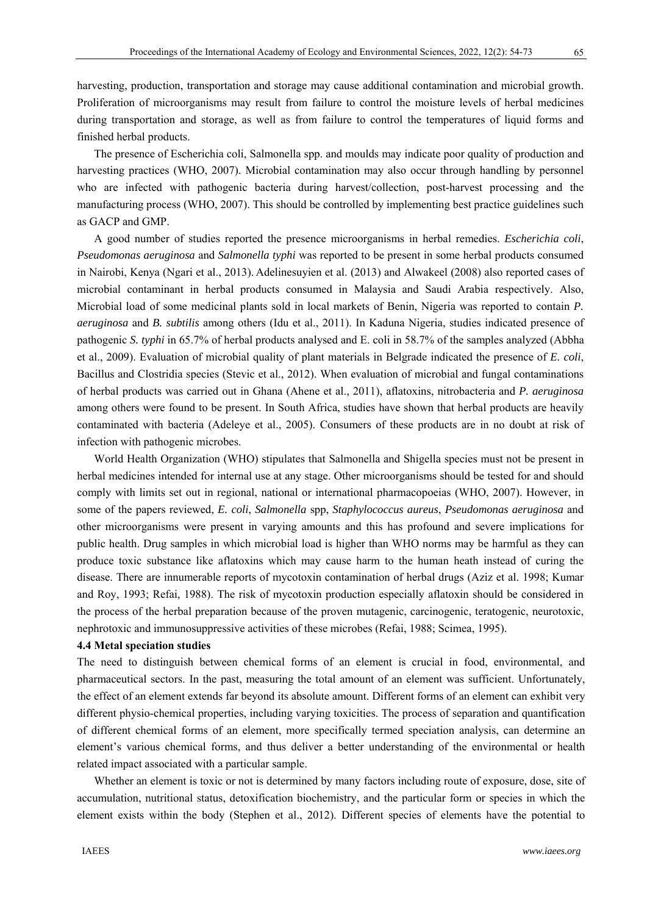harvesting, production, transportation and storage may cause additional contamination and microbial growth. Proliferation of microorganisms may result from failure to control the moisture levels of herbal medicines during transportation and storage, as well as from failure to control the temperatures of liquid forms and finished herbal products.

The presence of Escherichia coli, Salmonella spp. and moulds may indicate poor quality of production and harvesting practices (WHO, 2007). Microbial contamination may also occur through handling by personnel who are infected with pathogenic bacteria during harvest/collection, post-harvest processing and the manufacturing process (WHO, 2007). This should be controlled by implementing best practice guidelines such as GACP and GMP.

A good number of studies reported the presence microorganisms in herbal remedies. *Escherichia coli*, *Pseudomonas aeruginosa* and *Salmonella typhi* was reported to be present in some herbal products consumed in Nairobi, Kenya (Ngari et al., 2013). Adelinesuyien et al. (2013) and Alwakeel (2008) also reported cases of microbial contaminant in herbal products consumed in Malaysia and Saudi Arabia respectively. Also, Microbial load of some medicinal plants sold in local markets of Benin, Nigeria was reported to contain *P. aeruginosa* and *B. subtilis* among others (Idu et al., 2011). In Kaduna Nigeria, studies indicated presence of pathogenic *S. typhi* in 65.7% of herbal products analysed and E. coli in 58.7% of the samples analyzed (Abbha et al., 2009). Evaluation of microbial quality of plant materials in Belgrade indicated the presence of *E. coli*, Bacillus and Clostridia species (Stevic et al., 2012). When evaluation of microbial and fungal contaminations of herbal products was carried out in Ghana (Ahene et al., 2011), aflatoxins, nitrobacteria and *P. aeruginosa* among others were found to be present. In South Africa, studies have shown that herbal products are heavily contaminated with bacteria (Adeleye et al., 2005). Consumers of these products are in no doubt at risk of infection with pathogenic microbes.

World Health Organization (WHO) stipulates that Salmonella and Shigella species must not be present in herbal medicines intended for internal use at any stage. Other microorganisms should be tested for and should comply with limits set out in regional, national or international pharmacopoeias (WHO, 2007). However, in some of the papers reviewed, *E. coli*, *Salmonella* spp, *Staphylococcus aureus*, *Pseudomonas aeruginosa* and other microorganisms were present in varying amounts and this has profound and severe implications for public health. Drug samples in which microbial load is higher than WHO norms may be harmful as they can produce toxic substance like aflatoxins which may cause harm to the human heath instead of curing the disease. There are innumerable reports of mycotoxin contamination of herbal drugs (Aziz et al. 1998; Kumar and Roy, 1993; Refai, 1988). The risk of mycotoxin production especially aflatoxin should be considered in the process of the herbal preparation because of the proven mutagenic, carcinogenic, teratogenic, neurotoxic, nephrotoxic and immunosuppressive activities of these microbes (Refai, 1988; Scimea, 1995).

### 4.4 Metal speciation studies

The need to distinguish between chemical forms of an element is crucial in food, environmental, and pharmaceutical sectors. In the past, measuring the total amount of an element was sufficient. Unfortunately, the effect of an element extends far beyond its absolute amount. Different forms of an element can exhibit very different physio-chemical properties, including varying toxicities. The process of separation and quantification of different chemical forms of an element, more specifically termed speciation analysis, can determine an element's various chemical forms, and thus deliver a better understanding of the environmental or health related impact associated with a particular sample.

Whether an element is toxic or not is determined by many factors including route of exposure, dose, site of accumulation, nutritional status, detoxification biochemistry, and the particular form or species in which the element exists within the body (Stephen et al., 2012). Different species of elements have the potential to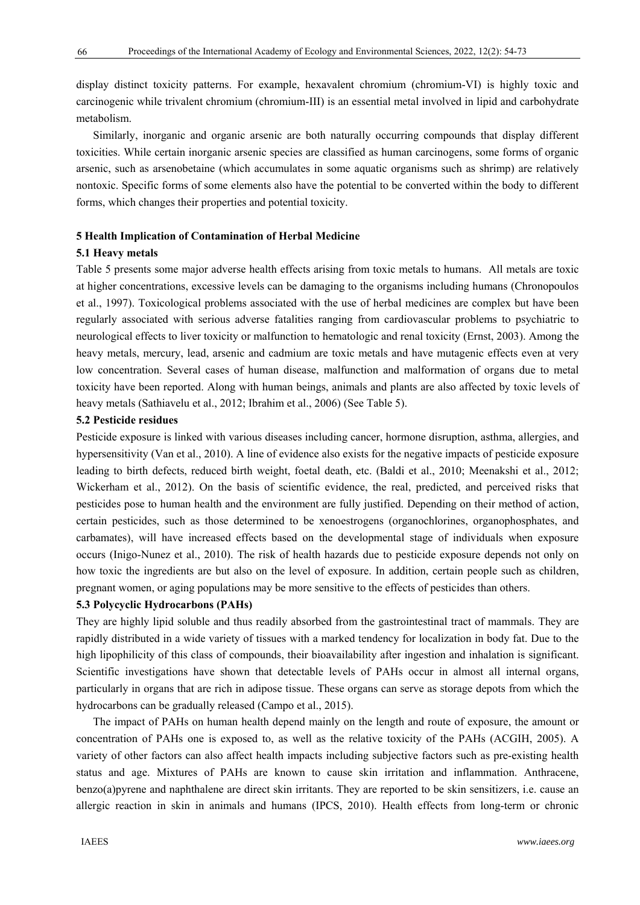display distinct toxicity patterns. For example, hexavalent chromium (chromium-VI) is highly toxic and carcinogenic while trivalent chromium (chromium-III) is an essential metal involved in lipid and carbohydrate metabolism.

Similarly, inorganic and organic arsenic are both naturally occurring compounds that display different toxicities. While certain inorganic arsenic species are classified as human carcinogens, some forms of organic arsenic, such as arsenobetaine (which accumulates in some aquatic organisms such as shrimp) are relatively nontoxic. Specific forms of some elements also have the potential to be converted within the body to different forms, which changes their properties and potential toxicity.

## 5 Health Implication of Contamination of Herbal Medicine

### 5.1 Heavy metals

Table 5 presents some major adverse health effects arising from toxic metals to humans. All metals are toxic at higher concentrations, excessive levels can be damaging to the organisms including humans (Chronopoulos et al., 1997). Toxicological problems associated with the use of herbal medicines are complex but have been regularly associated with serious adverse fatalities ranging from cardiovascular problems to psychiatric to neurological effects to liver toxicity or malfunction to hematologic and renal toxicity (Ernst, 2003). Among the heavy metals, mercury, lead, arsenic and cadmium are toxic metals and have mutagenic effects even at very low concentration. Several cases of human disease, malfunction and malformation of organs due to metal toxicity have been reported. Along with human beings, animals and plants are also affected by toxic levels of heavy metals (Sathiavelu et al., 2012; Ibrahim et al., 2006) (See Table 5).

### 5.2 Pesticide residues

Pesticide exposure is linked with various diseases including cancer, hormone disruption, asthma, allergies, and hypersensitivity (Van et al., 2010). A line of evidence also exists for the negative impacts of pesticide exposure leading to birth defects, reduced birth weight, foetal death, etc. (Baldi et al., 2010; Meenakshi et al., 2012; Wickerham et al., 2012). On the basis of scientific evidence, the real, predicted, and perceived risks that pesticides pose to human health and the environment are fully justified. Depending on their method of action, certain pesticides, such as those determined to be xenoestrogens (organochlorines, organophosphates, and carbamates), will have increased effects based on the developmental stage of individuals when exposure occurs (Inigo-Nunez et al., 2010). The risk of health hazards due to pesticide exposure depends not only on how toxic the ingredients are but also on the level of exposure. In addition, certain people such as children, pregnant women, or aging populations may be more sensitive to the effects of pesticides than others.

### 5.3 Polycyclic Hydrocarbons (PAHs)

They are highly lipid soluble and thus readily absorbed from the gastrointestinal tract of mammals. They are rapidly distributed in a wide variety of tissues with a marked tendency for localization in body fat. Due to the high lipophilicity of this class of compounds, their bioavailability after ingestion and inhalation is significant. Scientific investigations have shown that detectable levels of PAHs occur in almost all internal organs, particularly in organs that are rich in adipose tissue. These organs can serve as storage depots from which the hydrocarbons can be gradually released (Campo et al., 2015).

The impact of PAHs on human health depend mainly on the length and route of exposure, the amount or concentration of PAHs one is exposed to, as well as the relative toxicity of the PAHs (ACGIH, 2005). A variety of other factors can also affect health impacts including subjective factors such as pre-existing health status and age. Mixtures of PAHs are known to cause skin irritation and inflammation. Anthracene, benzo(a)pyrene and naphthalene are direct skin irritants. They are reported to be skin sensitizers, i.e. cause an allergic reaction in skin in animals and humans (IPCS, 2010). Health effects from long-term or chronic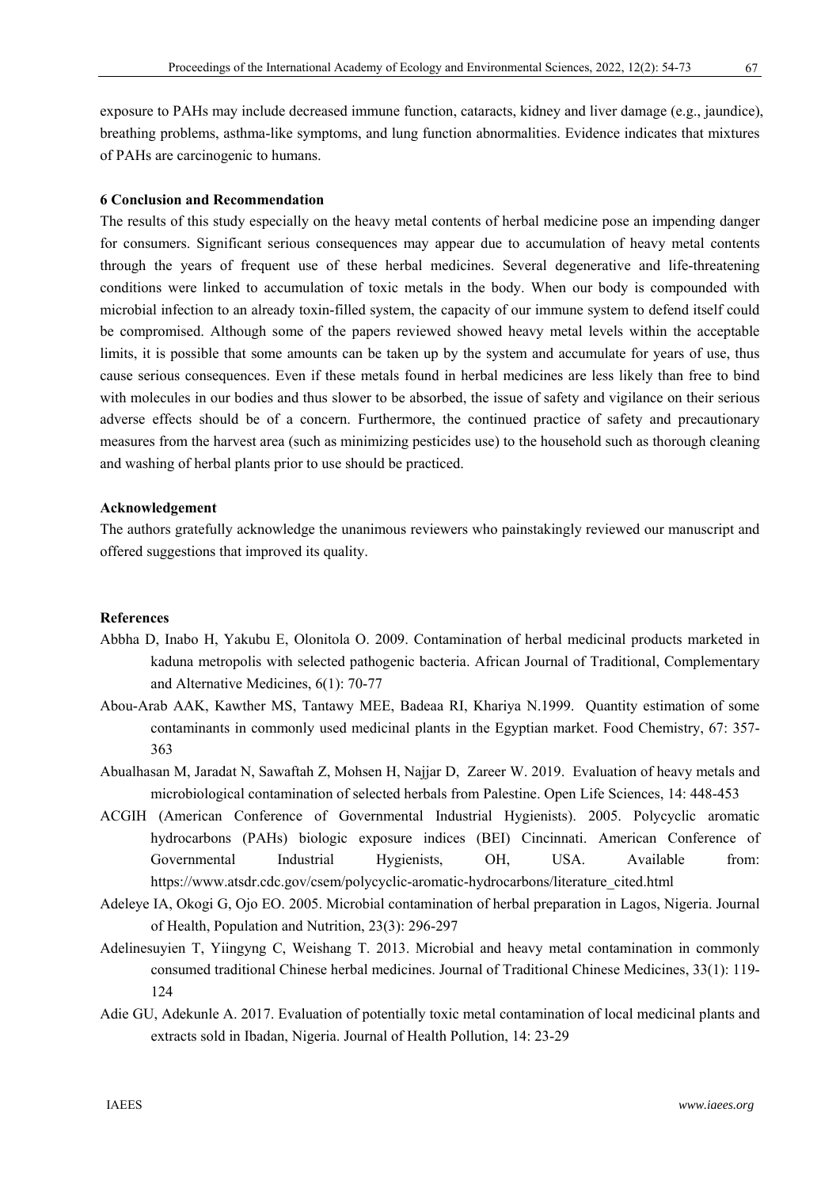exposure to PAHs may include decreased immune function, cataracts, kidney and liver damage (e.g., jaundice), breathing problems, asthma-like symptoms, and lung function abnormalities. Evidence indicates that mixtures of PAHs are carcinogenic to humans.

## 6 Conclusion and Recommendation

The results of this study especially on the heavy metal contents of herbal medicine pose an impending danger for consumers. Significant serious consequences may appear due to accumulation of heavy metal contents through the years of frequent use of these herbal medicines. Several degenerative and life-threatening conditions were linked to accumulation of toxic metals in the body. When our body is compounded with microbial infection to an already toxin-filled system, the capacity of our immune system to defend itself could be compromised. Although some of the papers reviewed showed heavy metal levels within the acceptable limits, it is possible that some amounts can be taken up by the system and accumulate for years of use, thus cause serious consequences. Even if these metals found in herbal medicines are less likely than free to bind with molecules in our bodies and thus slower to be absorbed, the issue of safety and vigilance on their serious adverse effects should be of a concern. Furthermore, the continued practice of safety and precautionary measures from the harvest area (such as minimizing pesticides use) to the household such as thorough cleaning and washing of herbal plants prior to use should be practiced.

## Acknowledgement

The authors gratefully acknowledge the unanimous reviewers who painstakingly reviewed our manuscript and offered suggestions that improved its quality.

## References

Abbha D, Inabo H, Yakubu E, Olonitola O. 2009. Contamination of herbal medicinal products marketed in kaduna metropolis with selected pathogenic bacteria. African Journal of Traditional, Complementary and Alternative Medicines, 6(1): 70-77

Abou-Arab AAK, Kawther MS, Tantawy MEE, Badeaa RI, Khariya N.1999. Quantity estimation of some contaminants in commonly used medicinal plants in the Egyptian market. Food Chemistry, 67: 357-363

Abualhasan M, Jaradat N, Sawaftah Z, Mohsen H, Najjar D, Zareer W. 2019. Evaluation of heavy metals and microbiological contamination of selected herbals from Palestine. Open Life Sciences, 14: 448-453

ACGIH (American Conference of Governmental Industrial Hygienists). 2005. Polycyclic aromatic hydrocarbons (PAHs) biologic exposure indices (BEI) Cincinnati. American Conference of Governmental Industrial Hygienists, OH, USA. Available from: https://www.atsdr.cdc.gov/csem/polycyclic-aromatic-hydrocarbons/literature_cited.html

Adeleye IA, Okogi G, Ojo EO. 2005. Microbial contamination of herbal preparation in Lagos, Nigeria. Journal of Health, Population and Nutrition, 23(3): 296-297

Adelinesuyien T, Yiingyng C, Weishang T. 2013. Microbial and heavy metal contamination in commonly consumed traditional Chinese herbal medicines. Journal of Traditional Chinese Medicines, 33(1): 119-124

Adie GU, Adekunle A. 2017. Evaluation of potentially toxic metal contamination of local medicinal plants and extracts sold in Ibadan, Nigeria. Journal of Health Pollution, 14: 23-29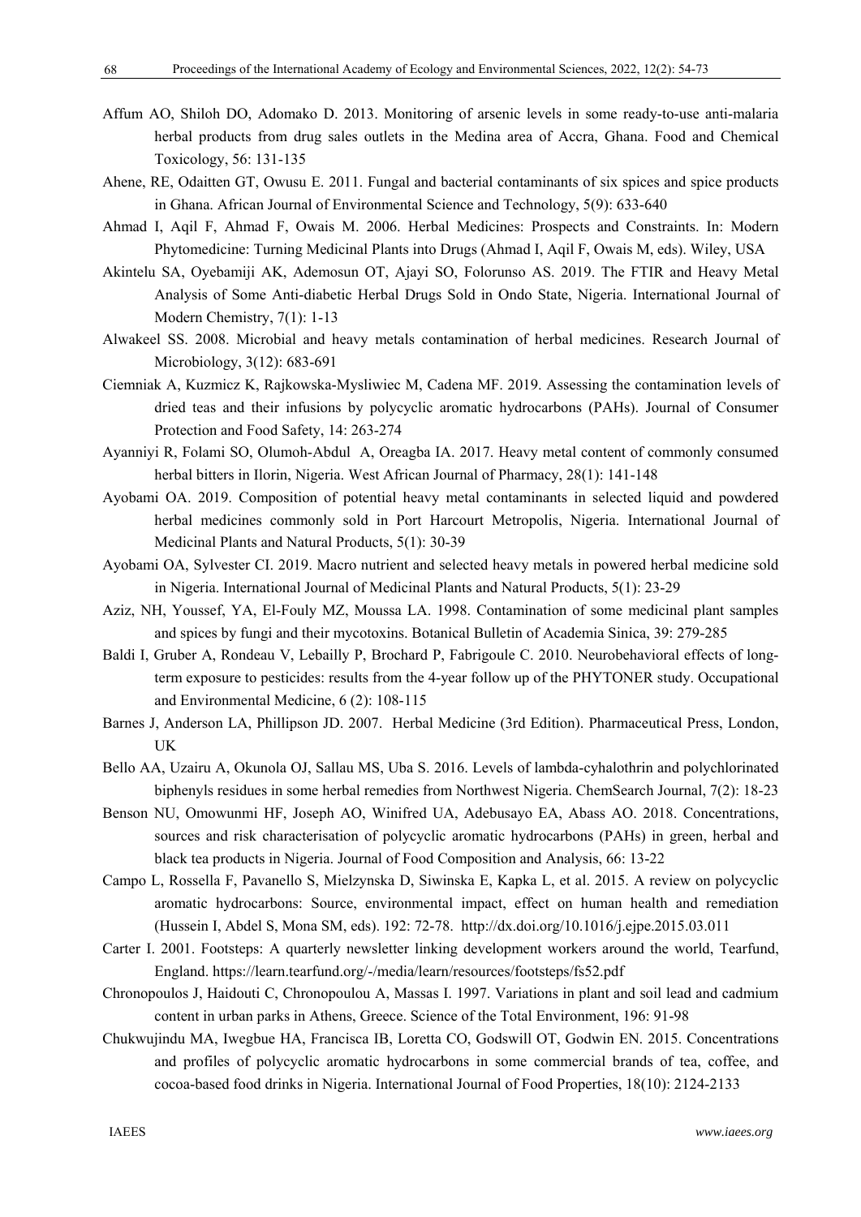Affum AO, Shiloh DO, Adomako D. 2013. Monitoring of arsenic levels in some ready-to-use anti-malaria herbal products from drug sales outlets in the Medina area of Accra, Ghana. Food and Chemical Toxicology, 56: 131-135

Ahene, RE, Odaitten GT, Owusu E. 2011. Fungal and bacterial contaminants of six spices and spice products in Ghana. African Journal of Environmental Science and Technology, 5(9): 633-640

Ahmad I, Aqil F, Ahmad F, Owais M. 2006. Herbal Medicines: Prospects and Constraints. In: Modern Phytomedicine: Turning Medicinal Plants into Drugs (Ahmad I, Aqil F, Owais M, eds). Wiley, USA

Akintelu SA, Oyebamiji AK, Ademosun OT, Ajayi SO, Folorunso AS. 2019. The FTIR and Heavy Metal Analysis of Some Anti-diabetic Herbal Drugs Sold in Ondo State, Nigeria. International Journal of Modern Chemistry, 7(1): 1-13

Alwakeel SS. 2008. Microbial and heavy metals contamination of herbal medicines. Research Journal of Microbiology, 3(12): 683-691

Ciemniak A, Kuzmicz K, Rajkowska-Mysliwiec M, Cadena MF. 2019. Assessing the contamination levels of dried teas and their infusions by polycyclic aromatic hydrocarbons (PAHs). Journal of Consumer Protection and Food Safety, 14: 263-274

Ayanniyi R, Folami SO, Olumoh-Abdul A, Oreagba IA. 2017. Heavy metal content of commonly consumed herbal bitters in Ilorin, Nigeria. West African Journal of Pharmacy, 28(1): 141-148

Ayobami OA. 2019. Composition of potential heavy metal contaminants in selected liquid and powdered herbal medicines commonly sold in Port Harcourt Metropolis, Nigeria. International Journal of Medicinal Plants and Natural Products, 5(1): 30-39

Ayobami OA, Sylvester CI. 2019. Macro nutrient and selected heavy metals in powered herbal medicine sold in Nigeria. International Journal of Medicinal Plants and Natural Products, 5(1): 23-29

Aziz, NH, Youssef, YA, El-Fouly MZ, Moussa LA. 1998. Contamination of some medicinal plant samples and spices by fungi and their mycotoxins. Botanical Bulletin of Academia Sinica, 39: 279-285

Baldi I, Gruber A, Rondeau V, Lebailly P, Brochard P, Fabrigoule C. 2010. Neurobehavioral effects of long-term exposure to pesticides: results from the 4-year follow up of the PHYTONER study. Occupational and Environmental Medicine, 6 (2): 108-115

Barnes J, Anderson LA, Phillipson JD. 2007. Herbal Medicine (3rd Edition). Pharmaceutical Press, London, UK

Bello AA, Uzairu A, Okunola OJ, Sallau MS, Uba S. 2016. Levels of lambda-cyhalothrin and polychlorinated biphenyls residues in some herbal remedies from Northwest Nigeria. ChemSearch Journal, 7(2): 18-23

Benson NU, Omowunmi HF, Joseph AO, Winifred UA, Adebusayo EA, Abass AO. 2018. Concentrations, sources and risk characterisation of polycyclic aromatic hydrocarbons (PAHs) in green, herbal and black tea products in Nigeria. Journal of Food Composition and Analysis, 66: 13-22

Campo L, Rossella F, Pavanello S, Mielzynska D, Siwinska E, Kapka L, et al. 2015. A review on polycyclic aromatic hydrocarbons: Source, environmental impact, effect on human health and remediation (Hussein I, Abdel S, Mona SM, eds). 192: 72-78. http://dx.doi.org/10.1016/j.ejpe.2015.03.011

Carter I. 2001. Footsteps: A quarterly newsletter linking development workers around the world, Tearfund, England. https://learn.tearfund.org/-/media/learn/resources/footsteps/fs52.pdf

Chronopoulos J, Haidouti C, Chronopoulou A, Massas I. 1997. Variations in plant and soil lead and cadmium content in urban parks in Athens, Greece. Science of the Total Environment, 196: 91-98

Chukwujindu MA, Iwegbue HA, Francisca IB, Loretta CO, Godswill OT, Godwin EN. 2015. Concentrations and profiles of polycyclic aromatic hydrocarbons in some commercial brands of tea, coffee, and cocoa-based food drinks in Nigeria. International Journal of Food Properties, 18(10): 2124-2133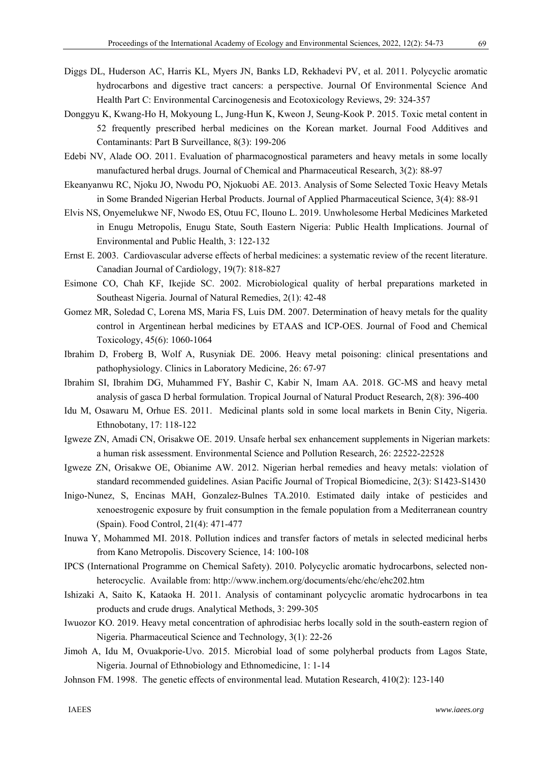Diggs DL, Huderson AC, Harris KL, Myers JN, Banks LD, Rekhadevi PV, et al. 2011. Polycyclic aromatic hydrocarbons and digestive tract cancers: a perspective. Journal Of Environmental Science And Health Part C: Environmental Carcinogenesis and Ecotoxicology Reviews, 29: 324-357

Donggyu K, Kwang-Ho H, Mokyoung L, Jung-Hun K, Kweon J, Seung-Kook P. 2015. Toxic metal content in 52 frequently prescribed herbal medicines on the Korean market. Journal Food Additives and Contaminants: Part B Surveillance, 8(3): 199-206

Edebi NV, Alade OO. 2011. Evaluation of pharmacognostical parameters and heavy metals in some locally manufactured herbal drugs. Journal of Chemical and Pharmaceutical Research, 3(2): 88-97

Ekeanyanwu RC, Njoku JO, Nwodu PO, Njokuobi AE. 2013. Analysis of Some Selected Toxic Heavy Metals in Some Branded Nigerian Herbal Products. Journal of Applied Pharmaceutical Science, 3(4): 88-91

Elvis NS, Onyemelukwe NF, Nwodo ES, Otuu FC, Ilouno L. 2019. Unwholesome Herbal Medicines Marketed in Enugu Metropolis, Enugu State, South Eastern Nigeria: Public Health Implications. Journal of Environmental and Public Health, 3: 122-132

Ernst E. 2003. Cardiovascular adverse effects of herbal medicines: a systematic review of the recent literature. Canadian Journal of Cardiology, 19(7): 818-827

Esimone CO, Chah KF, Ikejide SC. 2002. Microbiological quality of herbal preparations marketed in Southeast Nigeria. Journal of Natural Remedies, 2(1): 42-48

Gomez MR, Soledad C, Lorena MS, Maria FS, Luis DM. 2007. Determination of heavy metals for the quality control in Argentinean herbal medicines by ETAAS and ICP-OES. Journal of Food and Chemical Toxicology, 45(6): 1060-1064

Ibrahim D, Froberg B, Wolf A, Rusyniak DE. 2006. Heavy metal poisoning: clinical presentations and pathophysiology. Clinics in Laboratory Medicine, 26: 67-97

Ibrahim SI, Ibrahim DG, Muhammed FY, Bashir C, Kabir N, Imam AA. 2018. GC-MS and heavy metal analysis of gasca D herbal formulation. Tropical Journal of Natural Product Research, 2(8): 396-400

Idu M, Osawaru M, Orhue ES. 2011. Medicinal plants sold in some local markets in Benin City, Nigeria. Ethnobotany, 17: 118-122

Igweze ZN, Amadi CN, Orisakwe OE. 2019. Unsafe herbal sex enhancement supplements in Nigerian markets: a human risk assessment. Environmental Science and Pollution Research, 26: 22522-22528

Igweze ZN, Orisakwe OE, Obianime AW. 2012. Nigerian herbal remedies and heavy metals: violation of standard recommended guidelines. Asian Pacific Journal of Tropical Biomedicine, 2(3): S1423-S1430

Inigo-Nunez, S, Encinas MAH, Gonzalez-Bulnes TA.2010. Estimated daily intake of pesticides and xenoestrogenic exposure by fruit consumption in the female population from a Mediterranean country (Spain). Food Control, 21(4): 471-477

Inuwa Y, Mohammed MI. 2018. Pollution indices and transfer factors of metals in selected medicinal herbs from Kano Metropolis. Discovery Science, 14: 100-108

IPCS (International Programme on Chemical Safety). 2010. Polycyclic aromatic hydrocarbons, selected non-heterocyclic. Available from: http://www.inchem.org/documents/ehc/ehc/ehc202.htm

Ishizaki A, Saito K, Kataoka H. 2011. Analysis of contaminant polycyclic aromatic hydrocarbons in tea products and crude drugs. Analytical Methods, 3: 299-305

Iwuozor KO. 2019. Heavy metal concentration of aphrodisiac herbs locally sold in the south-eastern region of Nigeria. Pharmaceutical Science and Technology, 3(1): 22-26

Jimoh A, Idu M, Ovuakporie-Uvo. 2015. Microbial load of some polyherbal products from Lagos State, Nigeria. Journal of Ethnobiology and Ethnomedicine, 1: 1-14

Johnson FM. 1998. The genetic effects of environmental lead. Mutation Research, 410(2): 123-140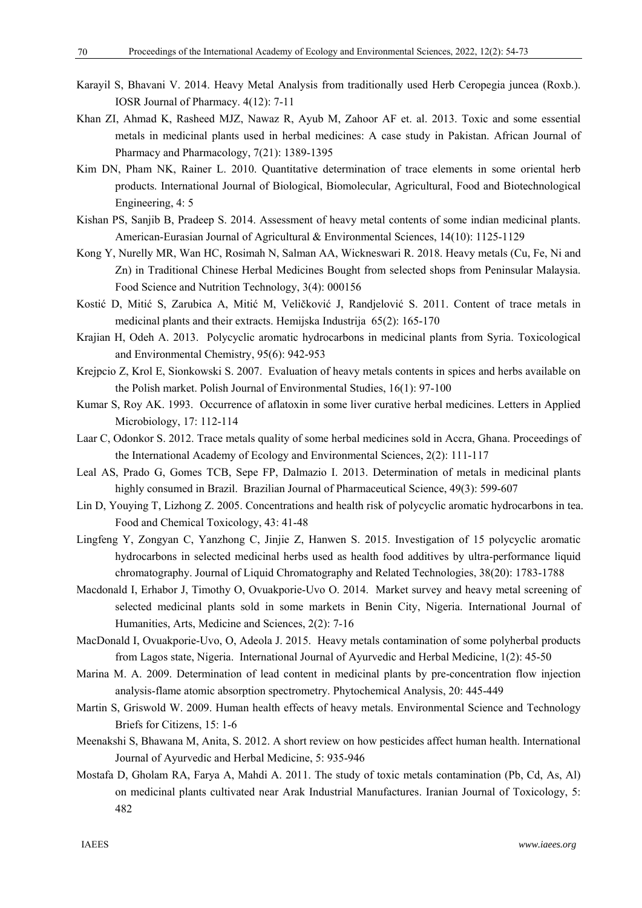Karayil S, Bhavani V. 2014. Heavy Metal Analysis from traditionally used Herb Ceropegia juncea (Roxb.). IOSR Journal of Pharmacy. 4(12): 7-11

Khan ZI, Ahmad K, Rasheed MJZ, Nawaz R, Ayub M, Zahoor AF et. al. 2013. Toxic and some essential metals in medicinal plants used in herbal medicines: A case study in Pakistan. African Journal of Pharmacy and Pharmacology, 7(21): 1389-1395

Kim DN, Pham NK, Rainer L. 2010. Quantitative determination of trace elements in some oriental herb products. International Journal of Biological, Biomolecular, Agricultural, Food and Biotechnological Engineering, 4: 5

Kishan PS, Sanjib B, Pradeep S. 2014. Assessment of heavy metal contents of some indian medicinal plants. American-Eurasian Journal of Agricultural & Environmental Sciences, 14(10): 1125-1129

Kong Y, Nurelly MR, Wan HC, Rosimah N, Salman AA, Wickneswari R. 2018. Heavy metals (Cu, Fe, Ni and Zn) in Traditional Chinese Herbal Medicines Bought from selected shops from Peninsular Malaysia. Food Science and Nutrition Technology, 3(4): 000156

Kostić D, Mitić S, Zarubica A, Mitić M, Veličković J, Randjelović S. 2011. Content of trace metals in medicinal plants and their extracts. Hemijska Industrija 65(2): 165-170

Krajian H, Odeh A. 2013. Polycyclic aromatic hydrocarbons in medicinal plants from Syria. Toxicological and Environmental Chemistry, 95(6): 942-953

Krejpcio Z, Krol E, Sionkowski S. 2007. Evaluation of heavy metals contents in spices and herbs available on the Polish market. Polish Journal of Environmental Studies, 16(1): 97-100

Kumar S, Roy AK. 1993. Occurrence of aflatoxin in some liver curative herbal medicines. Letters in Applied Microbiology, 17: 112-114

Laar C, Odonkor S. 2012. Trace metals quality of some herbal medicines sold in Accra, Ghana. Proceedings of the International Academy of Ecology and Environmental Sciences, 2(2): 111-117

Leal AS, Prado G, Gomes TCB, Sepe FP, Dalmazio I. 2013. Determination of metals in medicinal plants highly consumed in Brazil. Brazilian Journal of Pharmaceutical Science, 49(3): 599-607

Lin D, Youying T, Lizhong Z. 2005. Concentrations and health risk of polycyclic aromatic hydrocarbons in tea. Food and Chemical Toxicology, 43: 41-48

Lingfeng Y, Zongyan C, Yanzhong C, Jinjie Z, Hanwen S. 2015. Investigation of 15 polycyclic aromatic hydrocarbons in selected medicinal herbs used as health food additives by ultra-performance liquid chromatography. Journal of Liquid Chromatography and Related Technologies, 38(20): 1783-1788

Macdonald I, Erhabor J, Timothy O, Ovuakporie-Uvo O. 2014. Market survey and heavy metal screening of selected medicinal plants sold in some markets in Benin City, Nigeria. International Journal of Humanities, Arts, Medicine and Sciences, 2(2): 7-16

MacDonald I, Ovuakporie-Uvo, O, Adeola J. 2015. Heavy metals contamination of some polyherbal products from Lagos state, Nigeria. International Journal of Ayurvedic and Herbal Medicine, 1(2): 45-50

Marina M. A. 2009. Determination of lead content in medicinal plants by pre-concentration flow injection analysis-flame atomic absorption spectrometry. Phytochemical Analysis, 20: 445-449

Martin S, Griswold W. 2009. Human health effects of heavy metals. Environmental Science and Technology Briefs for Citizens, 15: 1-6

Meenakshi S, Bhawana M, Anita, S. 2012. A short review on how pesticides affect human health. International Journal of Ayurvedic and Herbal Medicine, 5: 935-946

Mostafa D, Gholam RA, Farya A, Mahdi A. 2011. The study of toxic metals contamination (Pb, Cd, As, Al) on medicinal plants cultivated near Arak Industrial Manufactures. Iranian Journal of Toxicology, 5: 482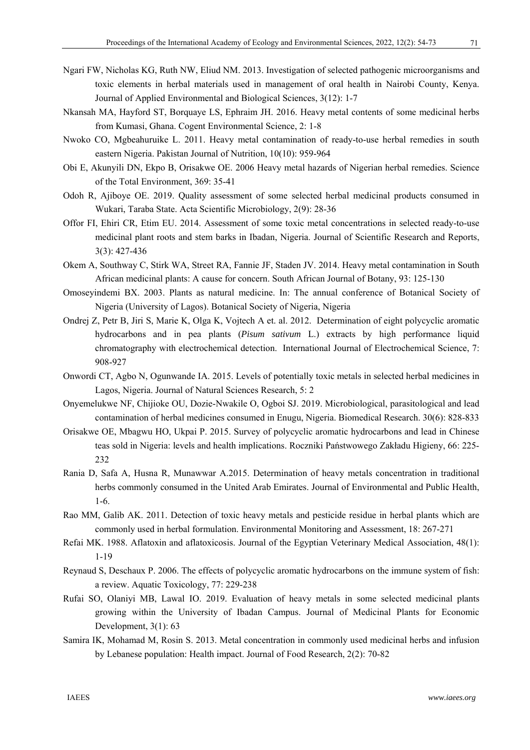Ngari FW, Nicholas KG, Ruth NW, Eliud NM. 2013. Investigation of selected pathogenic microorganisms and toxic elements in herbal materials used in management of oral health in Nairobi County, Kenya. Journal of Applied Environmental and Biological Sciences, 3(12): 1-7

Nkansah MA, Hayford ST, Borquaye LS, Ephraim JH. 2016. Heavy metal contents of some medicinal herbs from Kumasi, Ghana. Cogent Environmental Science, 2: 1-8

Nwoko CO, Mgbeahuruike L. 2011. Heavy metal contamination of ready-to-use herbal remedies in south eastern Nigeria. Pakistan Journal of Nutrition, 10(10): 959-964

Obi E, Akunyili DN, Ekpo B, Orisakwe OE. 2006 Heavy metal hazards of Nigerian herbal remedies. Science of the Total Environment, 369: 35-41

Odoh R, Ajiboye OE. 2019. Quality assessment of some selected herbal medicinal products consumed in Wukari, Taraba State. Acta Scientific Microbiology, 2(9): 28-36

Offor FI, Ehiri CR, Etim EU. 2014. Assessment of some toxic metal concentrations in selected ready-to-use medicinal plant roots and stem barks in Ibadan, Nigeria. Journal of Scientific Research and Reports, 3(3): 427-436

Okem A, Southway C, Stirk WA, Street RA, Fannie JF, Staden JV. 2014. Heavy metal contamination in South African medicinal plants: A cause for concern. South African Journal of Botany, 93: 125-130

Omoseyindemi BX. 2003. Plants as natural medicine. In: The annual conference of Botanical Society of Nigeria (University of Lagos). Botanical Society of Nigeria, Nigeria

Ondrej Z, Petr B, Jiri S, Marie K, Olga K, Vojtech A et. al. 2012. Determination of eight polycyclic aromatic hydrocarbons and in pea plants (*Pisum sativum* L.) extracts by high performance liquid chromatography with electrochemical detection. International Journal of Electrochemical Science, 7: 908-927

Onwordi CT, Agbo N, Ogunwande IA. 2015. Levels of potentially toxic metals in selected herbal medicines in Lagos, Nigeria. Journal of Natural Sciences Research, 5: 2

Onyemelukwe NF, Chijioke OU, Dozie-Nwakile O, Ogboi SJ. 2019. Microbiological, parasitological and lead contamination of herbal medicines consumed in Enugu, Nigeria. Biomedical Research. 30(6): 828-833

Orisakwe OE, Mbagwu HO, Ukpai P. 2015. Survey of polycyclic aromatic hydrocarbons and lead in Chinese teas sold in Nigeria: levels and health implications. Roczniki Państwowego Zakładu Higieny, 66: 225-232

Rania D, Safa A, Husna R, Munawwar A.2015. Determination of heavy metals concentration in traditional herbs commonly consumed in the United Arab Emirates. Journal of Environmental and Public Health, 1-6.

Rao MM, Galib AK. 2011. Detection of toxic heavy metals and pesticide residue in herbal plants which are commonly used in herbal formulation. Environmental Monitoring and Assessment, 18: 267-271

Refai MK. 1988. Aflatoxin and aflatoxicosis. Journal of the Egyptian Veterinary Medical Association, 48(1): 1-19

Reynaud S, Deschaux P. 2006. The effects of polycyclic aromatic hydrocarbons on the immune system of fish: a review. Aquatic Toxicology, 77: 229-238

Rufai SO, Olaniyi MB, Lawal IO. 2019. Evaluation of heavy metals in some selected medicinal plants growing within the University of Ibadan Campus. Journal of Medicinal Plants for Economic Development, 3(1): 63

Samira IK, Mohamad M, Rosin S. 2013. Metal concentration in commonly used medicinal herbs and infusion by Lebanese population: Health impact. Journal of Food Research, 2(2): 70-82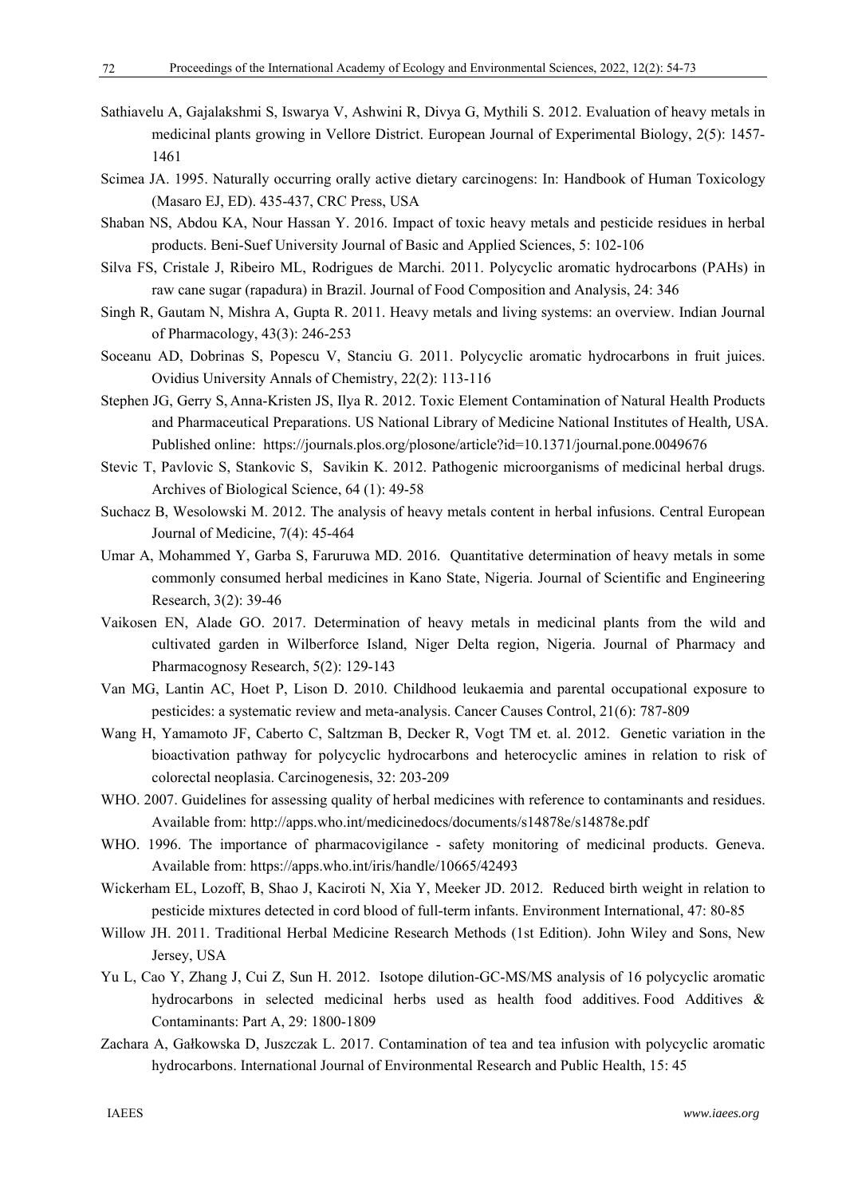Sathiavelu A, Gajalakshmi S, Iswarya V, Ashwini R, Divya G, Mythili S. 2012. Evaluation of heavy metals in medicinal plants growing in Vellore District. European Journal of Experimental Biology, 2(5): 1457-1461

Scimea JA. 1995. Naturally occurring orally active dietary carcinogens: In: Handbook of Human Toxicology (Masaro EJ, ED). 435-437, CRC Press, USA

Shaban NS, Abdou KA, Nour Hassan Y. 2016. Impact of toxic heavy metals and pesticide residues in herbal products. Beni-Suef University Journal of Basic and Applied Sciences, 5: 102-106

Silva FS, Cristale J, Ribeiro ML, Rodrigues de Marchi. 2011. Polycyclic aromatic hydrocarbons (PAHs) in raw cane sugar (rapadura) in Brazil. Journal of Food Composition and Analysis, 24: 346

Singh R, Gautam N, Mishra A, Gupta R. 2011. Heavy metals and living systems: an overview. Indian Journal of Pharmacology, 43(3): 246-253

Soceanu AD, Dobrinas S, Popescu V, Stanciu G. 2011. Polycyclic aromatic hydrocarbons in fruit juices. Ovidius University Annals of Chemistry, 22(2): 113-116

Stephen JG, Gerry S, Anna-Kristen JS, Ilya R. 2012. Toxic Element Contamination of Natural Health Products and Pharmaceutical Preparations. US National Library of Medicine National Institutes of Health, USA. Published online: https://journals.plos.org/plosone/article?id=10.1371/journal.pone.0049676

Stevic T, Pavlovic S, Stankovic S, Savikin K. 2012. Pathogenic microorganisms of medicinal herbal drugs. Archives of Biological Science, 64 (1): 49-58

Suchacz B, Wesolowski M. 2012. The analysis of heavy metals content in herbal infusions. Central European Journal of Medicine, 7(4): 45-464

Umar A, Mohammed Y, Garba S, Faruruwa MD. 2016. Quantitative determination of heavy metals in some commonly consumed herbal medicines in Kano State, Nigeria. Journal of Scientific and Engineering Research, 3(2): 39-46

Vaikosen EN, Alade GO. 2017. Determination of heavy metals in medicinal plants from the wild and cultivated garden in Wilberforce Island, Niger Delta region, Nigeria. Journal of Pharmacy and Pharmacognosy Research, 5(2): 129-143

Van MG, Lantin AC, Hoet P, Lison D. 2010. Childhood leukaemia and parental occupational exposure to pesticides: a systematic review and meta-analysis. Cancer Causes Control, 21(6): 787-809

Wang H, Yamamoto JF, Caberto C, Saltzman B, Decker R, Vogt TM et. al. 2012. Genetic variation in the bioactivation pathway for polycyclic hydrocarbons and heterocyclic amines in relation to risk of colorectal neoplasia. Carcinogenesis, 32: 203-209

WHO. 2007. Guidelines for assessing quality of herbal medicines with reference to contaminants and residues. Available from: http://apps.who.int/medicinedocs/documents/s14878e/s14878e.pdf

WHO. 1996. The importance of pharmacovigilance - safety monitoring of medicinal products. Geneva. Available from: https://apps.who.int/iris/handle/10665/42493

Wickerham EL, Lozoff, B, Shao J, Kaciroti N, Xia Y, Meeker JD. 2012. Reduced birth weight in relation to pesticide mixtures detected in cord blood of full-term infants. Environment International, 47: 80-85

Willow JH. 2011. Traditional Herbal Medicine Research Methods (1st Edition). John Wiley and Sons, New Jersey, USA

Yu L, Cao Y, Zhang J, Cui Z, Sun H. 2012. Isotope dilution-GC-MS/MS analysis of 16 polycyclic aromatic hydrocarbons in selected medicinal herbs used as health food additives. Food Additives & Contaminants: Part A, 29: 1800-1809

Zachara A, Gałkowska D, Juszczak L. 2017. Contamination of tea and tea infusion with polycyclic aromatic hydrocarbons. International Journal of Environmental Research and Public Health, 15: 45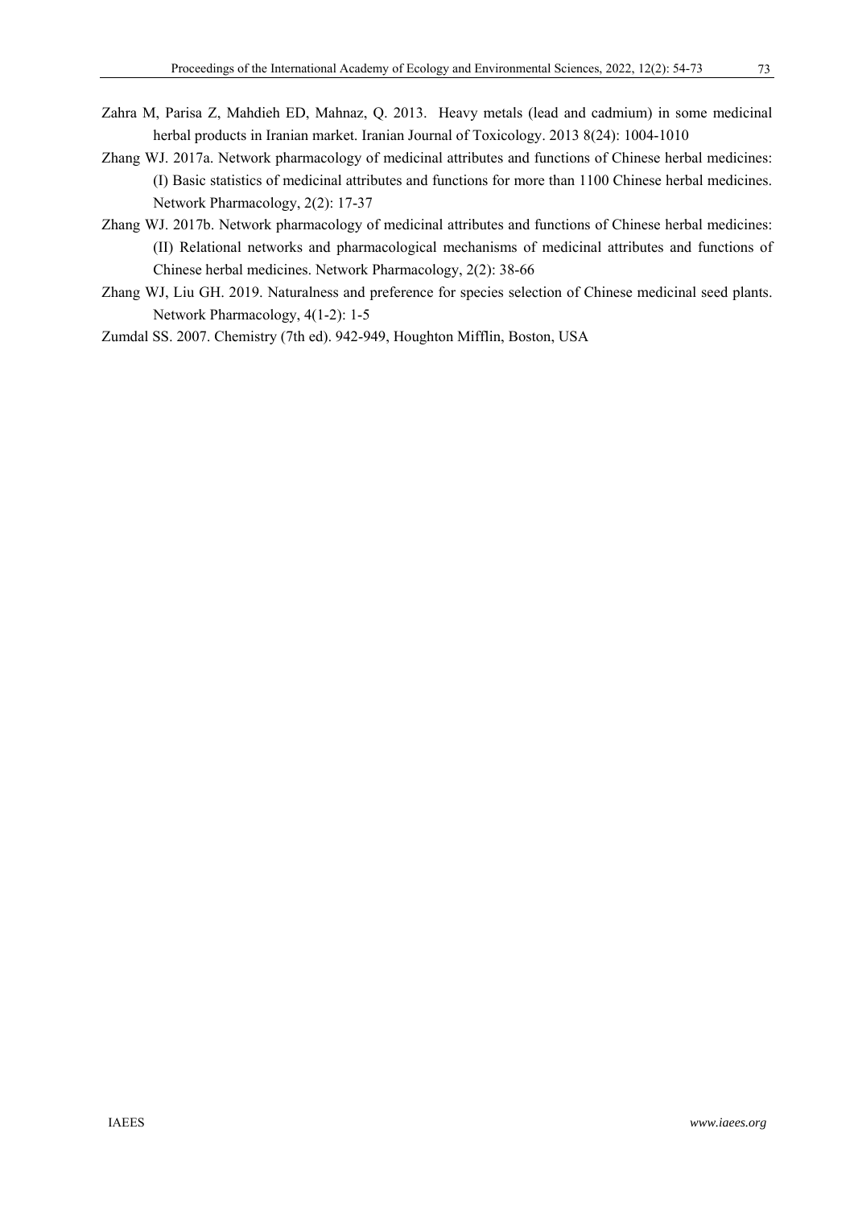Zahra M, Parisa Z, Mahdieh ED, Mahnaz, Q. 2013. Heavy metals (lead and cadmium) in some medicinal herbal products in Iranian market. Iranian Journal of Toxicology. 2013 8(24): 1004-1010

Zhang WJ. 2017a. Network pharmacology of medicinal attributes and functions of Chinese herbal medicines: (I) Basic statistics of medicinal attributes and functions for more than 1100 Chinese herbal medicines. Network Pharmacology, 2(2): 17-37

Zhang WJ. 2017b. Network pharmacology of medicinal attributes and functions of Chinese herbal medicines: (II) Relational networks and pharmacological mechanisms of medicinal attributes and functions of Chinese herbal medicines. Network Pharmacology, 2(2): 38-66

Zhang WJ, Liu GH. 2019. Naturalness and preference for species selection of Chinese medicinal seed plants. Network Pharmacology, 4(1-2): 1-5

Zumdal SS. 2007. Chemistry (7th ed). 942-949, Houghton Mifflin, Boston, USA